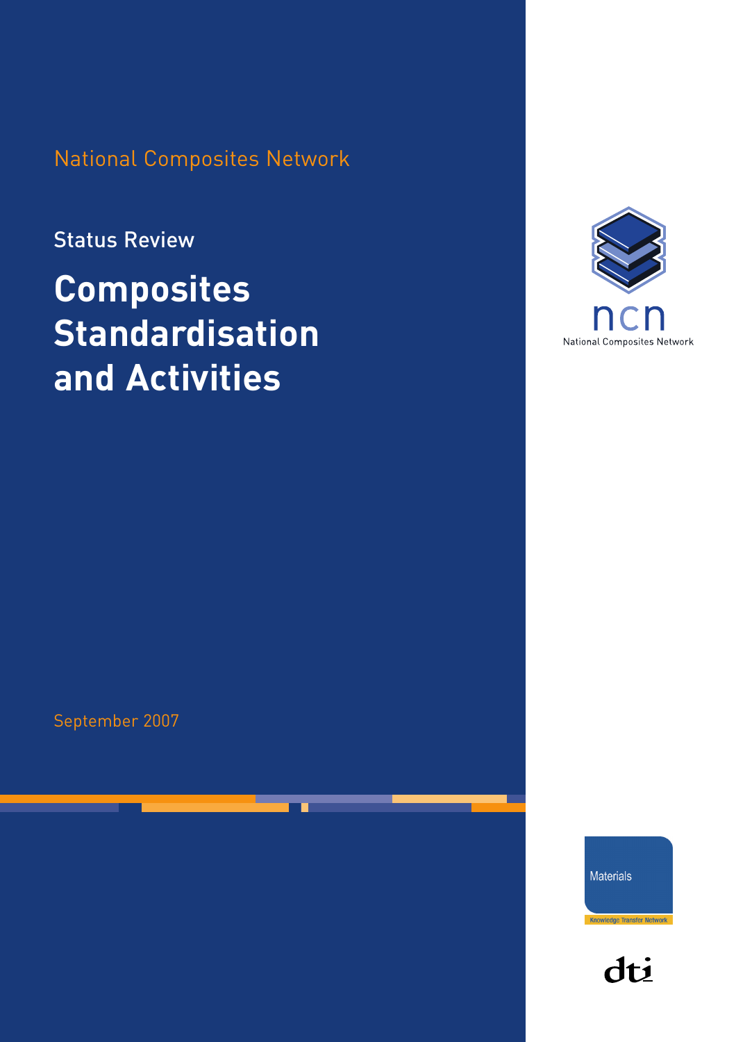National Composites Network

Status Review

# Composites Standardisation and Activities

September 2007

ncn

National Composites Network

Materials

Knowledge Transfer Network

dti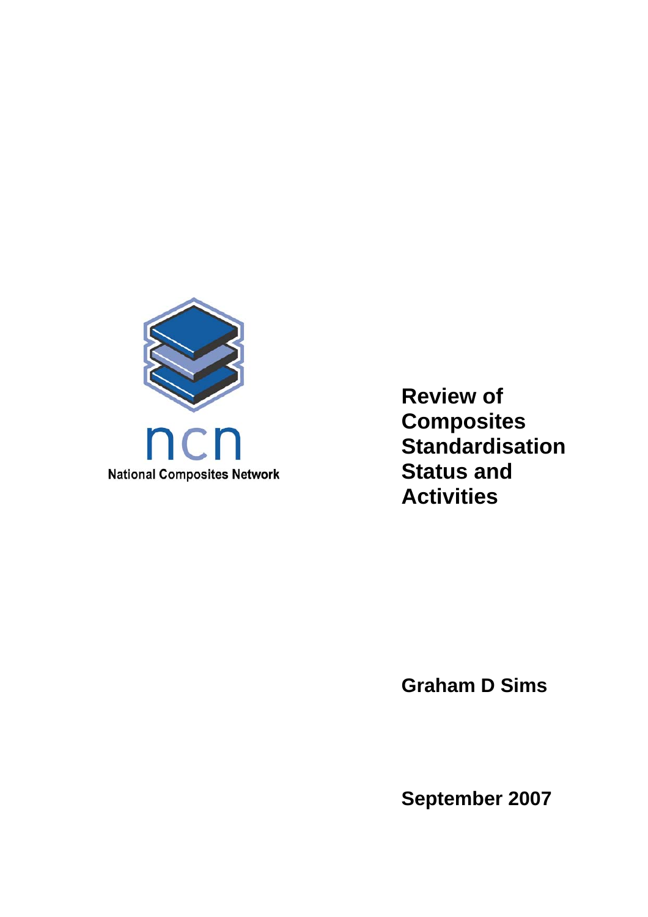ncn

National Composites Network

# Review of Composites Standardisation Status and Activities

**Graham D Sims**

**September 2007**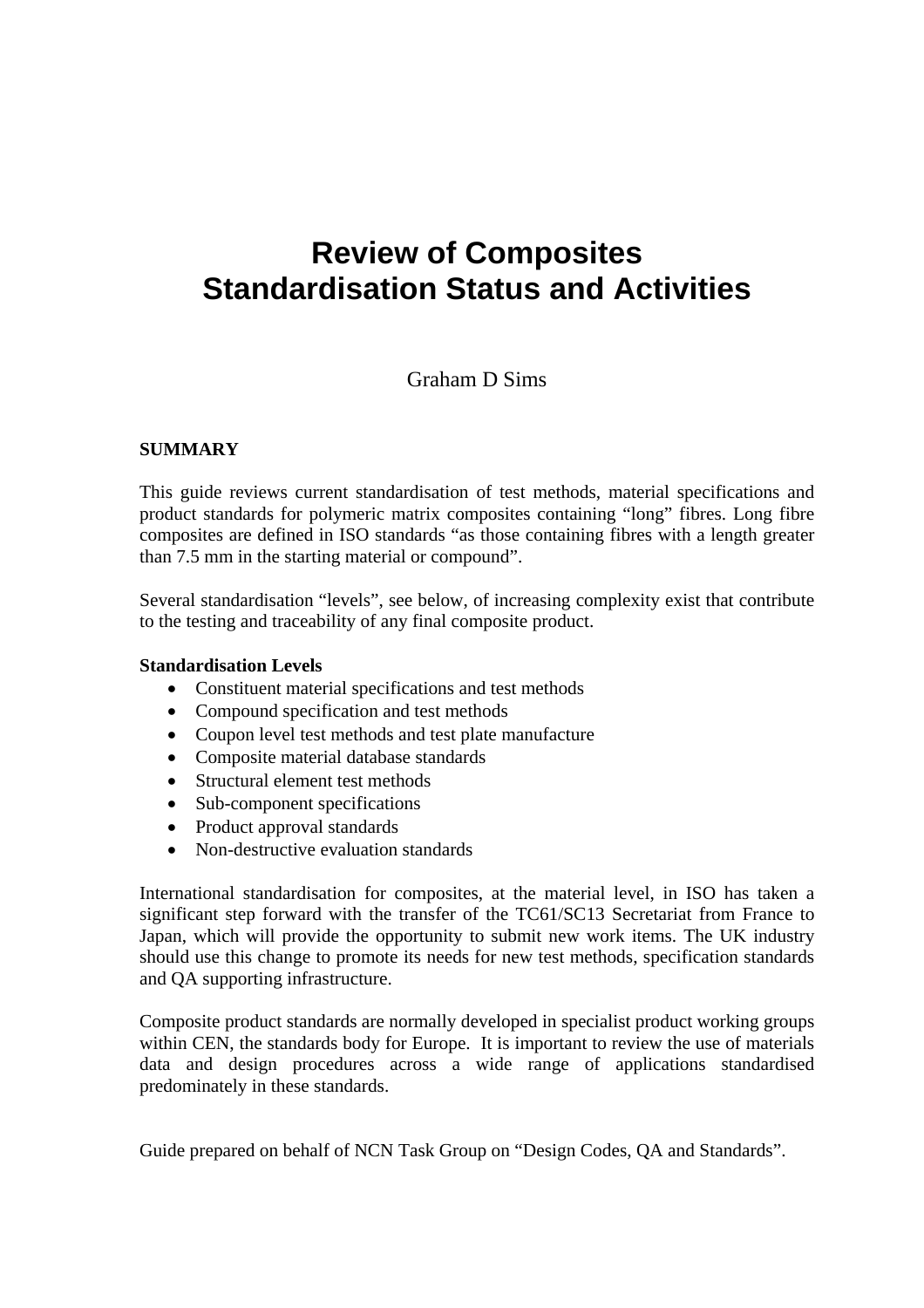# Review of Composites Standardisation Status and Activities

Graham D Sims

**SUMMARY**

This guide reviews current standardisation of test methods, material specifications and product standards for polymeric matrix composites containing "long" fibres. Long fibre composites are defined in ISO standards "as those containing fibres with a length greater than 7.5 mm in the starting material or compound".

Several standardisation "levels", see below, of increasing complexity exist that contribute to the testing and traceability of any final composite product.

**Standardisation Levels**

- Constituent material specifications and test methods
- Compound specification and test methods
- Coupon level test methods and test plate manufacture
- Composite material database standards
- Structural element test methods
- Sub-component specifications
- Product approval standards
- Non-destructive evaluation standards

International standardisation for composites, at the material level, in ISO has taken a significant step forward with the transfer of the TC61/SC13 Secretariat from France to Japan, which will provide the opportunity to submit new work items. The UK industry should use this change to promote its needs for new test methods, specification standards and QA supporting infrastructure.

Composite product standards are normally developed in specialist product working groups within CEN, the standards body for Europe. It is important to review the use of materials data and design procedures across a wide range of applications standardised predominately in these standards.

Guide prepared on behalf of NCN Task Group on "Design Codes, QA and Standards".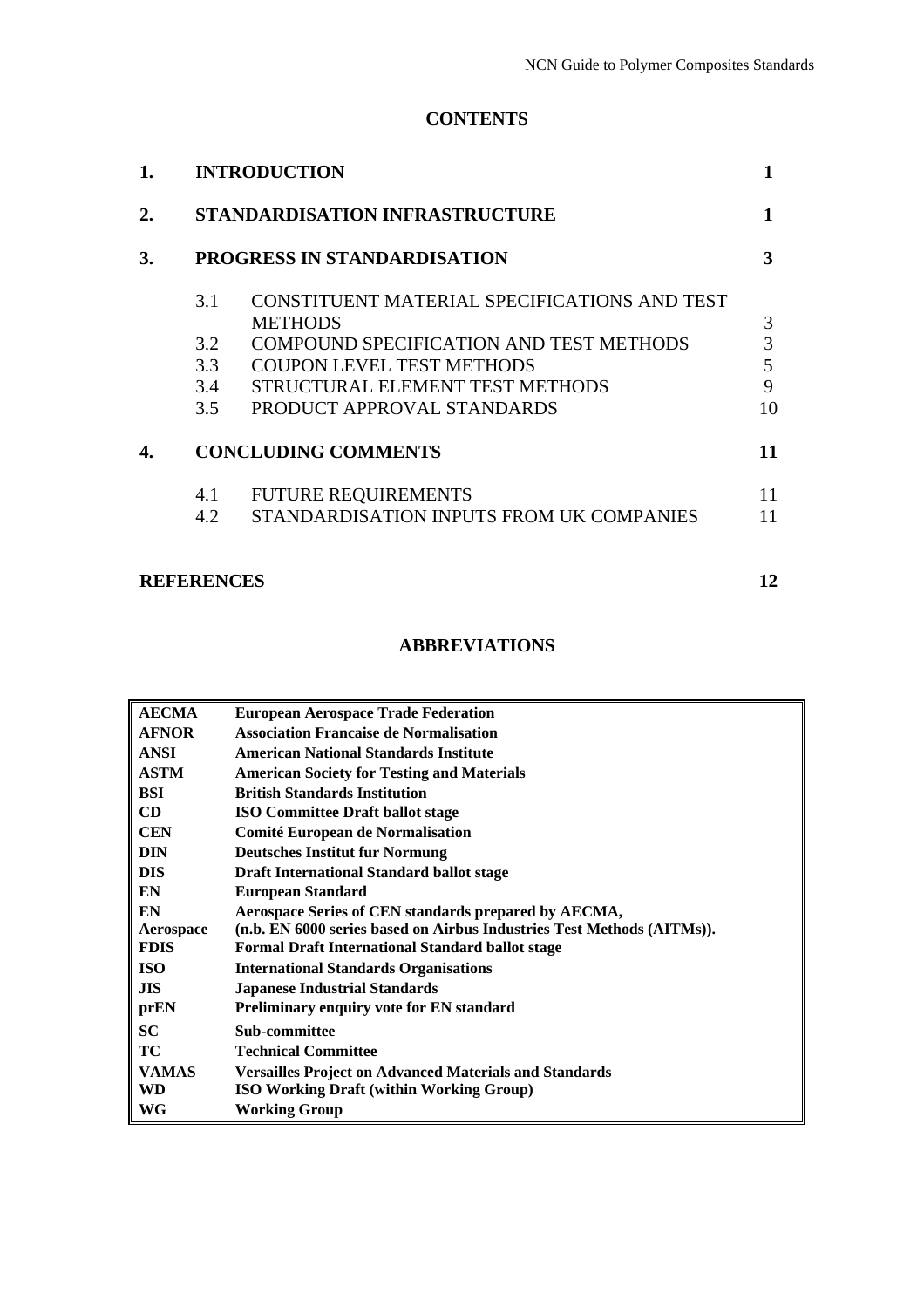## CONTENTS

| | | | |
|---|---|---|---|
| **1.** | **INTRODUCTION** | | **1** |
| **2.** | **STANDARDISATION INFRASTRUCTURE** | | **1** |
| **3.** | **PROGRESS IN STANDARDISATION** | | **3** |
| | 3.1 | CONSTITUENT MATERIAL SPECIFICATIONS AND TEST METHODS | 3 |
| | 3.2 | COMPOUND SPECIFICATION AND TEST METHODS | 3 |
| | 3.3 | COUPON LEVEL TEST METHODS | 5 |
| | 3.4 | STRUCTURAL ELEMENT TEST METHODS | 9 |
| | 3.5 | PRODUCT APPROVAL STANDARDS | 10 |
| **4.** | **CONCLUDING COMMENTS** | | **11** |
| | 4.1 | FUTURE REQUIREMENTS | 11 |
| | 4.2 | STANDARDISATION INPUTS FROM UK COMPANIES | 11 |
| **REFERENCES** | | | **12** |

## ABBREVIATIONS

| | |
|---|---|
| **AECMA** | **European Aerospace Trade Federation** |
| **AFNOR** | **Association Francaise de Normalisation** |
| **ANSI** | **American National Standards Institute** |
| **ASTM** | **American Society for Testing and Materials** |
| **BSI** | **British Standards Institution** |
| **CD** | **ISO Committee Draft ballot stage** |
| **CEN** | **Comité European de Normalisation** |
| **DIN** | **Deutsches Institut fur Normung** |
| **DIS** | **Draft International Standard ballot stage** |
| **EN** | **European Standard** |
| **EN Aerospace** | **Aerospace Series of CEN standards prepared by AECMA, (n.b. EN 6000 series based on Airbus Industries Test Methods (AITMs)).** |
| **FDIS** | **Formal Draft International Standard ballot stage** |
| **ISO** | **International Standards Organisations** |
| **JIS** | **Japanese Industrial Standards** |
| **prEN** | **Preliminary enquiry vote for EN standard** |
| **SC** | **Sub-committee** |
| **TC** | **Technical Committee** |
| **VAMAS** | **Versailles Project on Advanced Materials and Standards** |
| **WD** | **ISO Working Draft (within Working Group)** |
| **WG** | **Working Group** |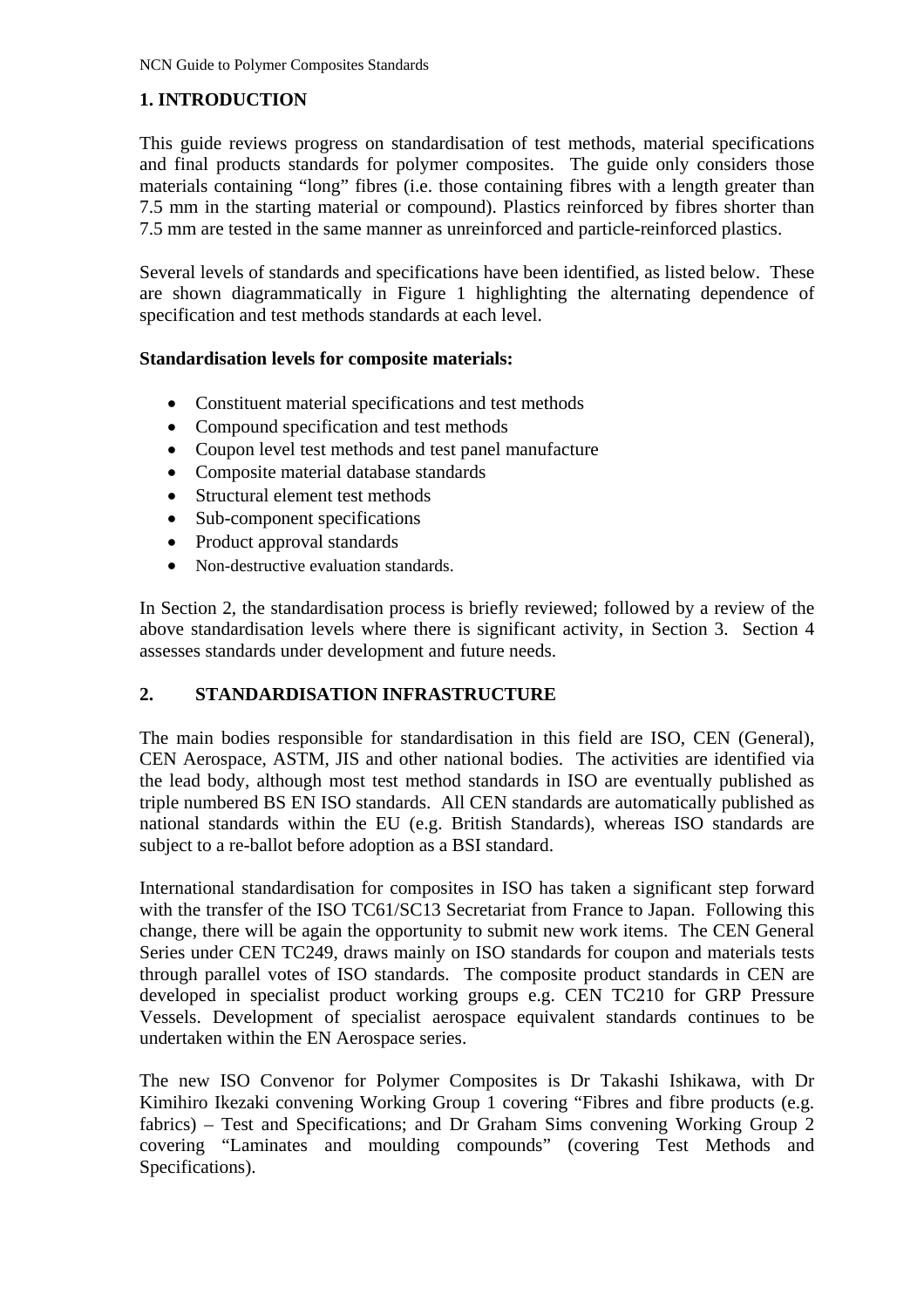## 1. INTRODUCTION

This guide reviews progress on standardisation of test methods, material specifications and final products standards for polymer composites. The guide only considers those materials containing "long" fibres (i.e. those containing fibres with a length greater than 7.5 mm in the starting material or compound). Plastics reinforced by fibres shorter than 7.5 mm are tested in the same manner as unreinforced and particle-reinforced plastics.

Several levels of standards and specifications have been identified, as listed below. These are shown diagrammatically in Figure 1 highlighting the alternating dependence of specification and test methods standards at each level.

**Standardisation levels for composite materials:**

- Constituent material specifications and test methods
- Compound specification and test methods
- Coupon level test methods and test panel manufacture
- Composite material database standards
- Structural element test methods
- Sub-component specifications
- Product approval standards
- Non-destructive evaluation standards.

In Section 2, the standardisation process is briefly reviewed; followed by a review of the above standardisation levels where there is significant activity, in Section 3. Section 4 assesses standards under development and future needs.

## 2. STANDARDISATION INFRASTRUCTURE

The main bodies responsible for standardisation in this field are ISO, CEN (General), CEN Aerospace, ASTM, JIS and other national bodies. The activities are identified via the lead body, although most test method standards in ISO are eventually published as triple numbered BS EN ISO standards. All CEN standards are automatically published as national standards within the EU (e.g. British Standards), whereas ISO standards are subject to a re-ballot before adoption as a BSI standard.

International standardisation for composites in ISO has taken a significant step forward with the transfer of the ISO TC61/SC13 Secretariat from France to Japan. Following this change, there will be again the opportunity to submit new work items. The CEN General Series under CEN TC249, draws mainly on ISO standards for coupon and materials tests through parallel votes of ISO standards. The composite product standards in CEN are developed in specialist product working groups e.g. CEN TC210 for GRP Pressure Vessels. Development of specialist aerospace equivalent standards continues to be undertaken within the EN Aerospace series.

The new ISO Convenor for Polymer Composites is Dr Takashi Ishikawa, with Dr Kimihiro Ikezaki convening Working Group 1 covering "Fibres and fibre products (e.g. fabrics) – Test and Specifications; and Dr Graham Sims convening Working Group 2 covering "Laminates and moulding compounds" (covering Test Methods and Specifications).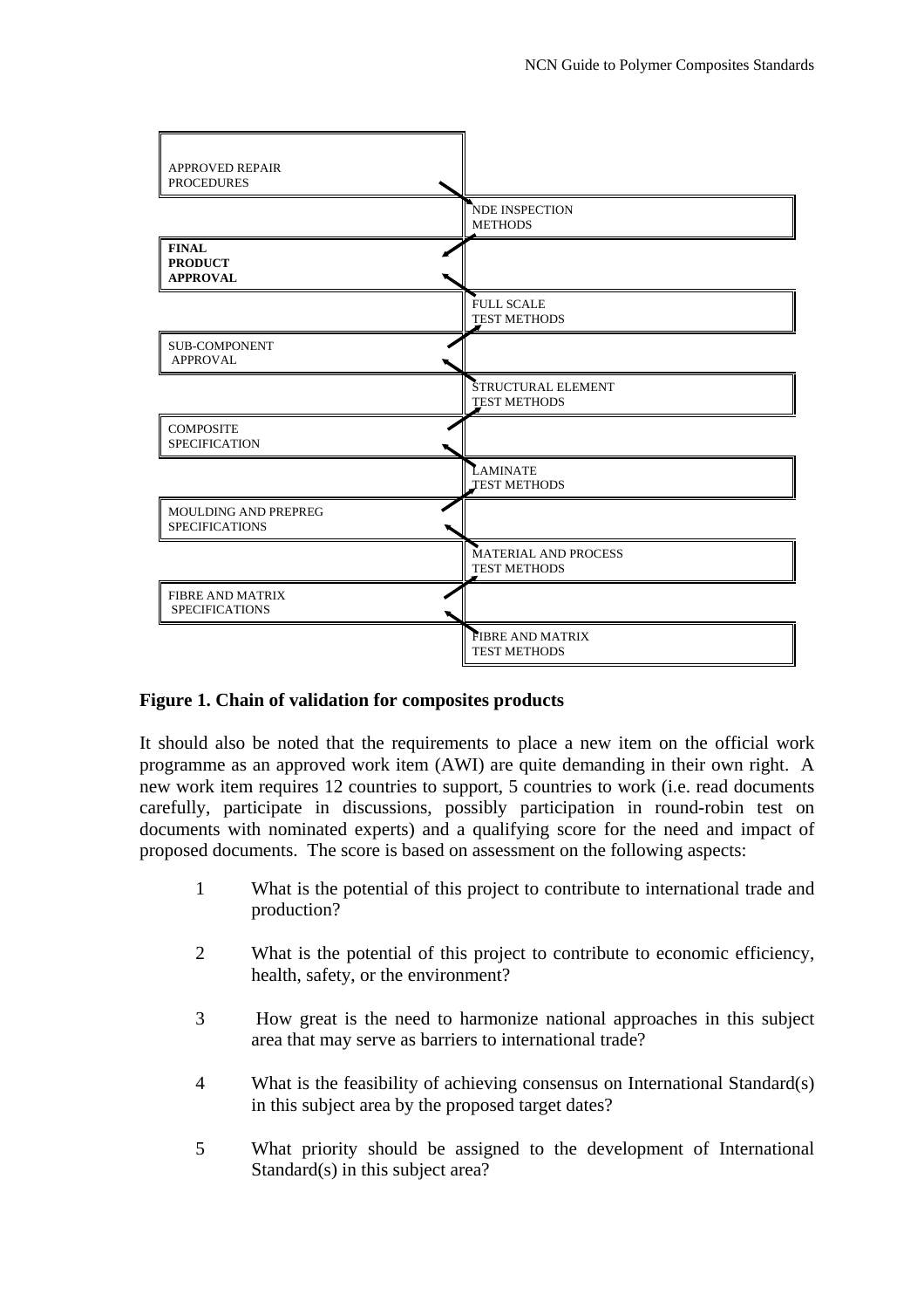| | |
|---|---|
| APPROVED REPAIR PROCEDURES | |
| | NDE INSPECTION METHODS |
| **FINAL PRODUCT APPROVAL** | |
| | FULL SCALE TEST METHODS |
| SUB-COMPONENT APPROVAL | |
| | STRUCTURAL ELEMENT TEST METHODS |
| COMPOSITE SPECIFICATION | |
| | LAMINATE TEST METHODS |
| MOULDING AND PREPREG SPECIFICATIONS | |
| | MATERIAL AND PROCESS TEST METHODS |
| FIBRE AND MATRIX SPECIFICATIONS | |
| | FIBRE AND MATRIX TEST METHODS |

**Figure 1. Chain of validation for composites products**

It should also be noted that the requirements to place a new item on the official work programme as an approved work item (AWI) are quite demanding in their own right. A new work item requires 12 countries to support, 5 countries to work (i.e. read documents carefully, participate in discussions, possibly participation in round-robin test on documents with nominated experts) and a qualifying score for the need and impact of proposed documents. The score is based on assessment on the following aspects:

1. What is the potential of this project to contribute to international trade and production?

2. What is the potential of this project to contribute to economic efficiency, health, safety, or the environment?

3. How great is the need to harmonize national approaches in this subject area that may serve as barriers to international trade?

4. What is the feasibility of achieving consensus on International Standard(s) in this subject area by the proposed target dates?

5. What priority should be assigned to the development of International Standard(s) in this subject area?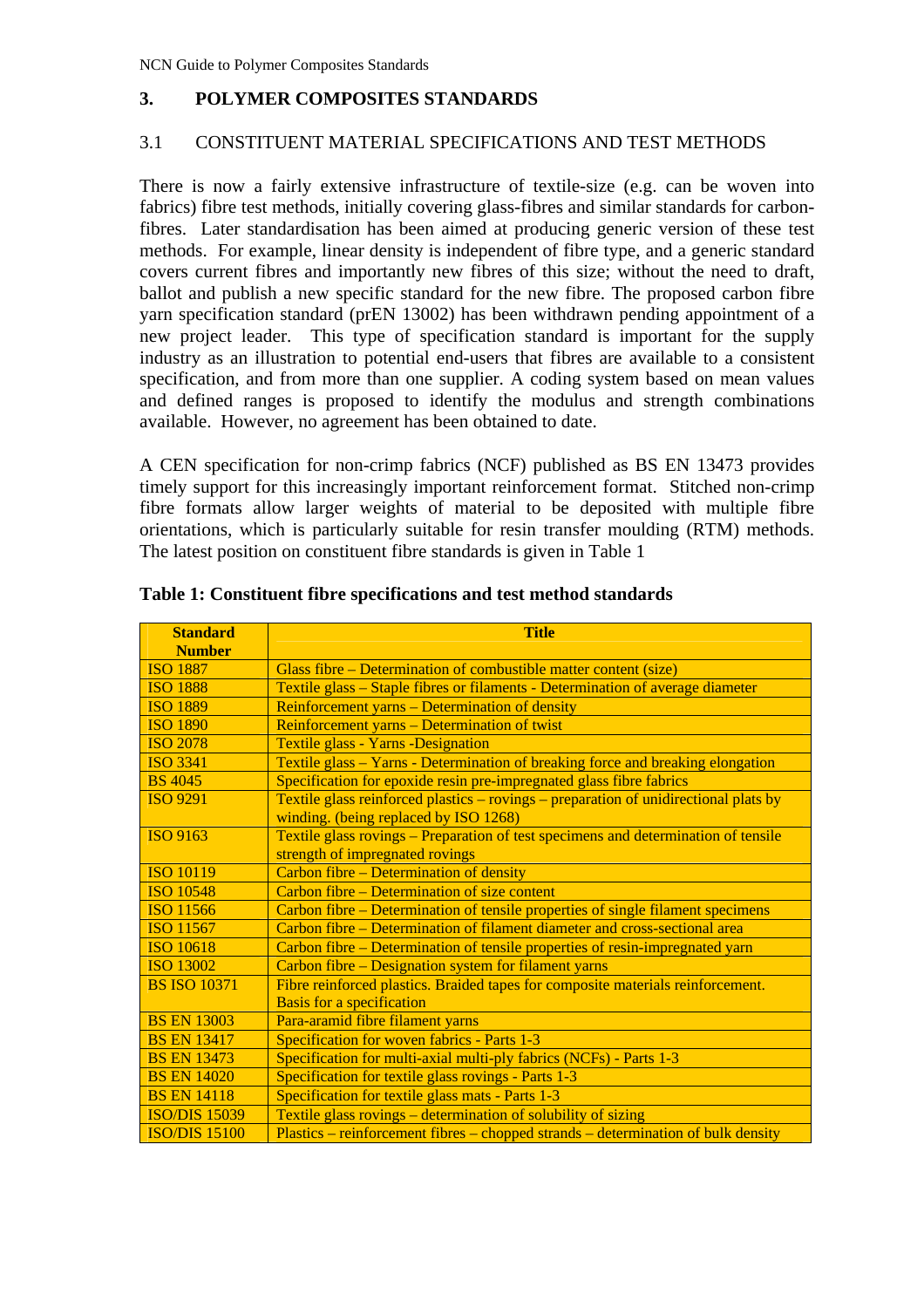## 3. POLYMER COMPOSITES STANDARDS

### 3.1 CONSTITUENT MATERIAL SPECIFICATIONS AND TEST METHODS

There is now a fairly extensive infrastructure of textile-size (e.g. can be woven into fabrics) fibre test methods, initially covering glass-fibres and similar standards for carbon-fibres. Later standardisation has been aimed at producing generic version of these test methods. For example, linear density is independent of fibre type, and a generic standard covers current fibres and importantly new fibres of this size; without the need to draft, ballot and publish a new specific standard for the new fibre. The proposed carbon fibre yarn specification standard (prEN 13002) has been withdrawn pending appointment of a new project leader. This type of specification standard is important for the supply industry as an illustration to potential end-users that fibres are available to a consistent specification, and from more than one supplier. A coding system based on mean values and defined ranges is proposed to identify the modulus and strength combinations available. However, no agreement has been obtained to date.

A CEN specification for non-crimp fabrics (NCF) published as BS EN 13473 provides timely support for this increasingly important reinforcement format. Stitched non-crimp fibre formats allow larger weights of material to be deposited with multiple fibre orientations, which is particularly suitable for resin transfer moulding (RTM) methods. The latest position on constituent fibre standards is given in Table 1

**Table 1: Constituent fibre specifications and test method standards**

| Standard Number | Title |
|---|---|
| ISO 1887 | Glass fibre – Determination of combustible matter content (size) |
| ISO 1888 | Textile glass – Staple fibres or filaments - Determination of average diameter |
| ISO 1889 | Reinforcement yarns – Determination of density |
| ISO 1890 | Reinforcement yarns – Determination of twist |
| ISO 2078 | Textile glass - Yarns -Designation |
| ISO 3341 | Textile glass – Yarns - Determination of breaking force and breaking elongation |
| BS 4045 | Specification for epoxide resin pre-impregnated glass fibre fabrics |
| ISO 9291 | Textile glass reinforced plastics – rovings – preparation of unidirectional plats by winding. (being replaced by ISO 1268) |
| ISO 9163 | Textile glass rovings – Preparation of test specimens and determination of tensile strength of impregnated rovings |
| ISO 10119 | Carbon fibre – Determination of density |
| ISO 10548 | Carbon fibre – Determination of size content |
| ISO 11566 | Carbon fibre – Determination of tensile properties of single filament specimens |
| ISO 11567 | Carbon fibre – Determination of filament diameter and cross-sectional area |
| ISO 10618 | Carbon fibre – Determination of tensile properties of resin-impregnated yarn |
| ISO 13002 | Carbon fibre – Designation system for filament yarns |
| BS ISO 10371 | Fibre reinforced plastics. Braided tapes for composite materials reinforcement. Basis for a specification |
| BS EN 13003 | Para-aramid fibre filament yarns |
| BS EN 13417 | Specification for woven fabrics - Parts 1-3 |
| BS EN 13473 | Specification for multi-axial multi-ply fabrics (NCFs) - Parts 1-3 |
| BS EN 14020 | Specification for textile glass rovings - Parts 1-3 |
| BS EN 14118 | Specification for textile glass mats - Parts 1-3 |
| ISO/DIS 15039 | Textile glass rovings – determination of solubility of sizing |
| ISO/DIS 15100 | Plastics – reinforcement fibres – chopped strands – determination of bulk density |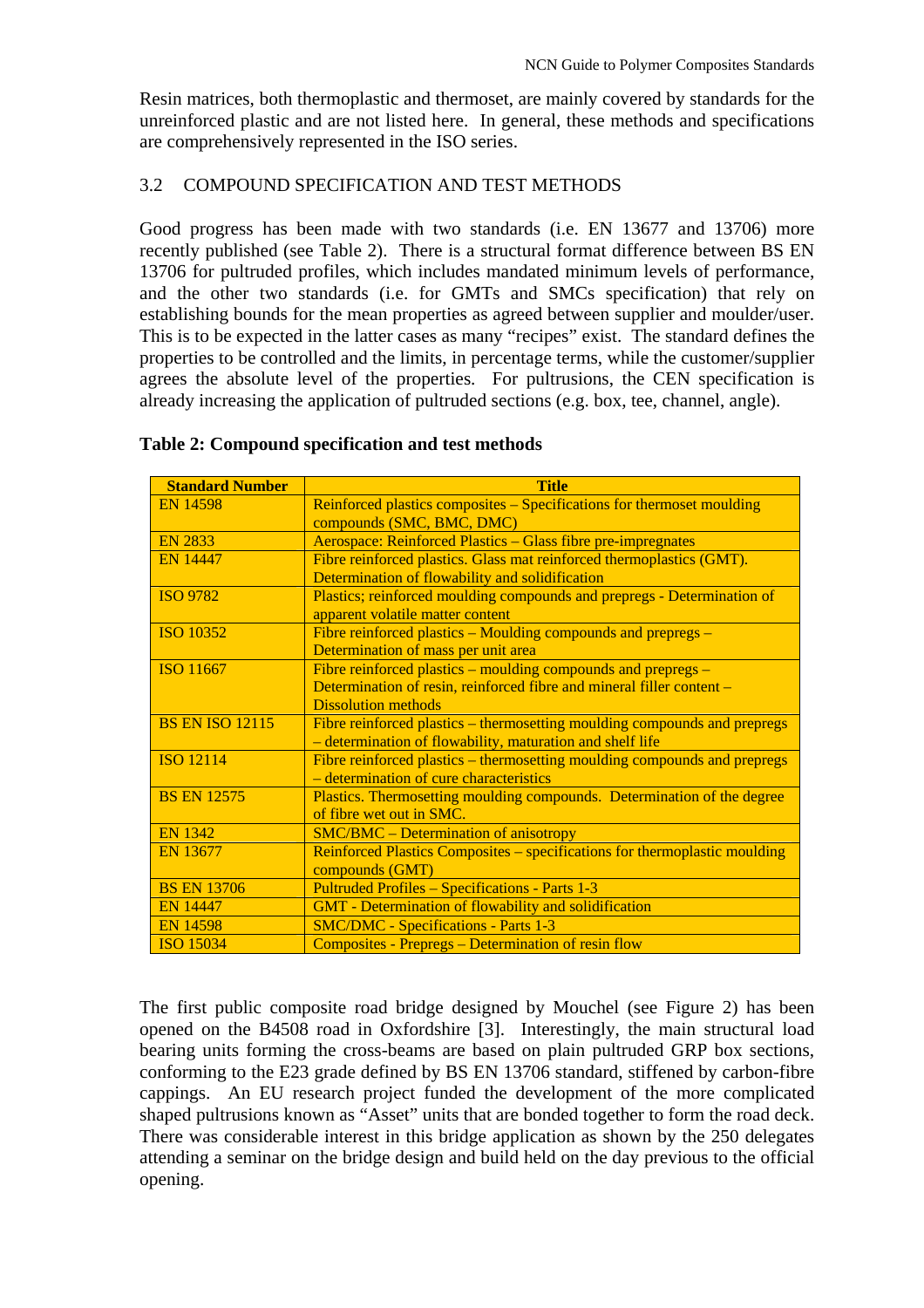Resin matrices, both thermoplastic and thermoset, are mainly covered by standards for the unreinforced plastic and are not listed here. In general, these methods and specifications are comprehensively represented in the ISO series.

## 3.2 COMPOUND SPECIFICATION AND TEST METHODS

Good progress has been made with two standards (i.e. EN 13677 and 13706) more recently published (see Table 2). There is a structural format difference between BS EN 13706 for pultruded profiles, which includes mandated minimum levels of performance, and the other two standards (i.e. for GMTs and SMCs specification) that rely on establishing bounds for the mean properties as agreed between supplier and moulder/user. This is to be expected in the latter cases as many "recipes" exist. The standard defines the properties to be controlled and the limits, in percentage terms, while the customer/supplier agrees the absolute level of the properties. For pultrusions, the CEN specification is already increasing the application of pultruded sections (e.g. box, tee, channel, angle).

**Table 2: Compound specification and test methods**

| Standard Number | Title |
|---|---|
| EN 14598 | Reinforced plastics composites – Specifications for thermoset moulding compounds (SMC, BMC, DMC) |
| EN 2833 | Aerospace: Reinforced Plastics – Glass fibre pre-impregnates |
| EN 14447 | Fibre reinforced plastics. Glass mat reinforced thermoplastics (GMT). Determination of flowability and solidification |
| ISO 9782 | Plastics; reinforced moulding compounds and prepregs - Determination of apparent volatile matter content |
| ISO 10352 | Fibre reinforced plastics – Moulding compounds and prepregs – Determination of mass per unit area |
| ISO 11667 | Fibre reinforced plastics – moulding compounds and prepregs – Determination of resin, reinforced fibre and mineral filler content – Dissolution methods |
| BS EN ISO 12115 | Fibre reinforced plastics – thermosetting moulding compounds and prepregs – determination of flowability, maturation and shelf life |
| ISO 12114 | Fibre reinforced plastics – thermosetting moulding compounds and prepregs – determination of cure characteristics |
| BS EN 12575 | Plastics. Thermosetting moulding compounds. Determination of the degree of fibre wet out in SMC. |
| EN 1342 | SMC/BMC – Determination of anisotropy |
| EN 13677 | Reinforced Plastics Composites – specifications for thermoplastic moulding compounds (GMT) |
| BS EN 13706 | Pultruded Profiles – Specifications - Parts 1-3 |
| EN 14447 | GMT - Determination of flowability and solidification |
| EN 14598 | SMC/DMC - Specifications - Parts 1-3 |
| ISO 15034 | Composites - Prepregs – Determination of resin flow |

The first public composite road bridge designed by Mouchel (see Figure 2) has been opened on the B4508 road in Oxfordshire [3]. Interestingly, the main structural load bearing units forming the cross-beams are based on plain pultruded GRP box sections, conforming to the E23 grade defined by BS EN 13706 standard, stiffened by carbon-fibre cappings. An EU research project funded the development of the more complicated shaped pultrusions known as "Asset" units that are bonded together to form the road deck. There was considerable interest in this bridge application as shown by the 250 delegates attending a seminar on the bridge design and build held on the day previous to the official opening.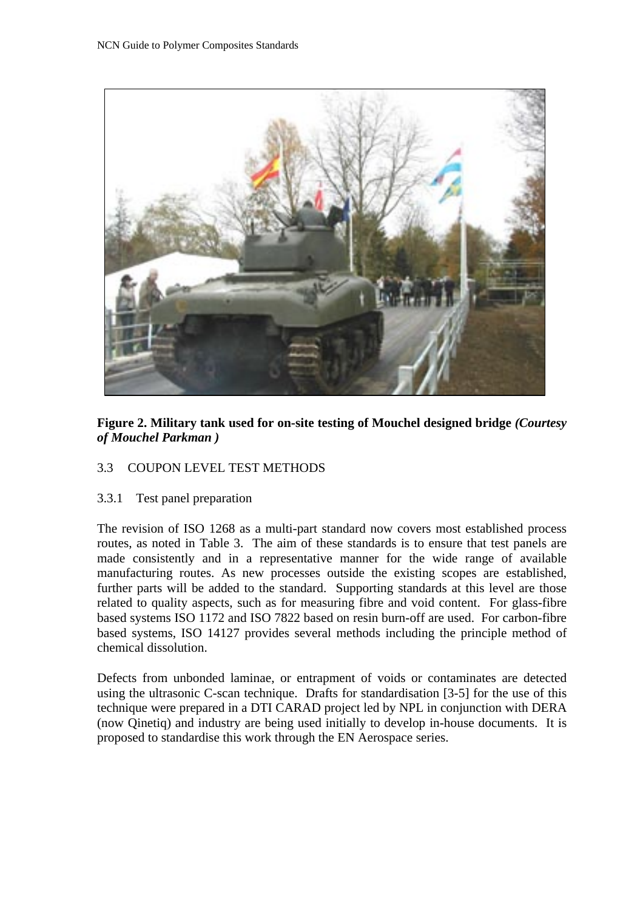**Figure 2. Military tank used for on-site testing of Mouchel designed bridge** ***(Courtesy of Mouchel Parkman )***

### 3.3 COUPON LEVEL TEST METHODS

#### 3.3.1 Test panel preparation

The revision of ISO 1268 as a multi-part standard now covers most established process routes, as noted in Table 3. The aim of these standards is to ensure that test panels are made consistently and in a representative manner for the wide range of available manufacturing routes. As new processes outside the existing scopes are established, further parts will be added to the standard. Supporting standards at this level are those related to quality aspects, such as for measuring fibre and void content. For glass-fibre based systems ISO 1172 and ISO 7822 based on resin burn-off are used. For carbon-fibre based systems, ISO 14127 provides several methods including the principle method of chemical dissolution.

Defects from unbonded laminae, or entrapment of voids or contaminates are detected using the ultrasonic C-scan technique. Drafts for standardisation [3-5] for the use of this technique were prepared in a DTI CARAD project led by NPL in conjunction with DERA (now Qinetiq) and industry are being used initially to develop in-house documents. It is proposed to standardise this work through the EN Aerospace series.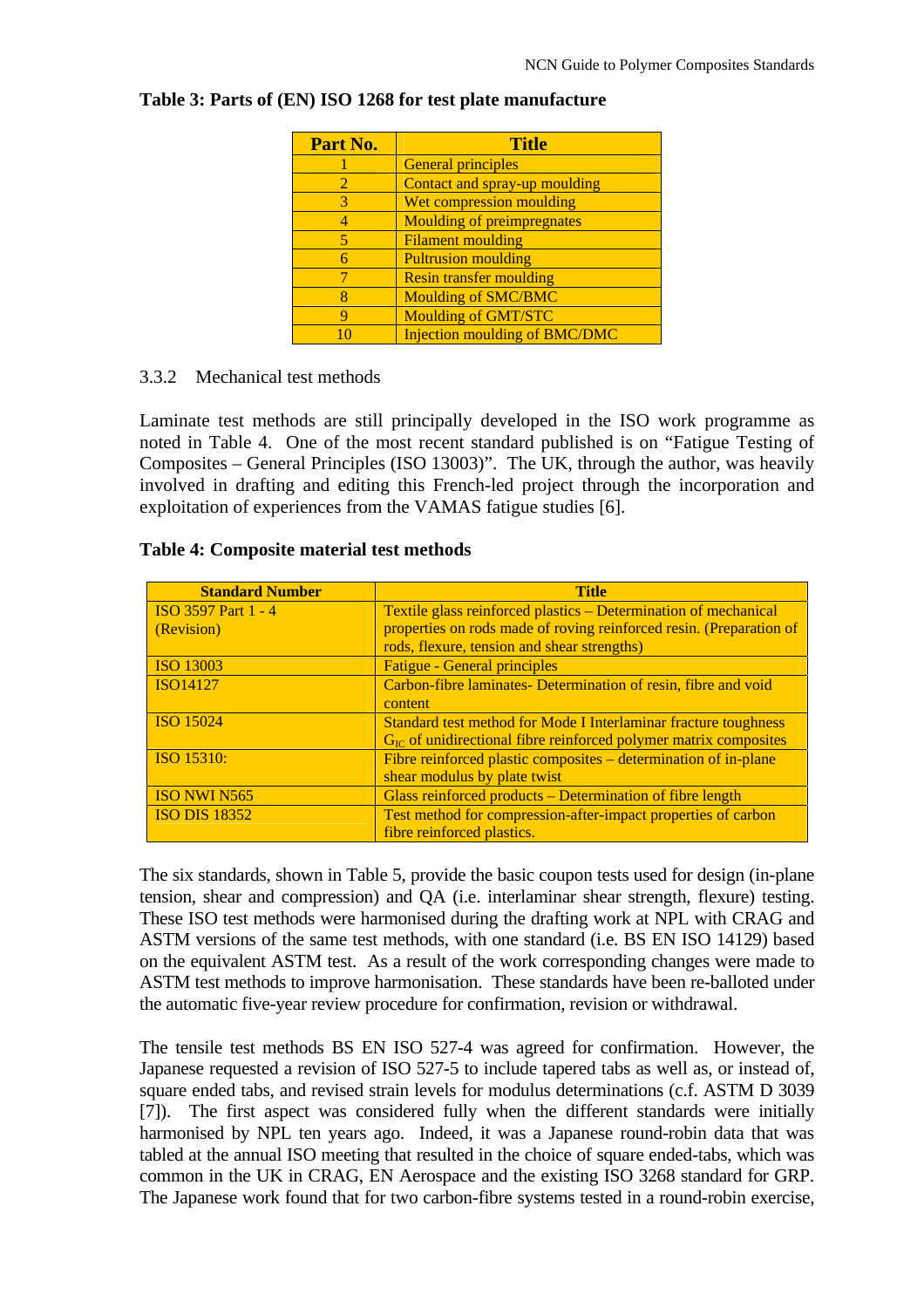**Table 3: Parts of (EN) ISO 1268 for test plate manufacture**

| Part No. | Title |
|---|---|
| 1 | General principles |
| 2 | Contact and spray-up moulding |
| 3 | Wet compression moulding |
| 4 | Moulding of preimpregnates |
| 5 | Filament moulding |
| 6 | Pultrusion moulding |
| 7 | Resin transfer moulding |
| 8 | Moulding of SMC/BMC |
| 9 | Moulding of GMT/STC |
| 10 | Injection moulding of BMC/DMC |

### 3.3.2 Mechanical test methods

Laminate test methods are still principally developed in the ISO work programme as noted in Table 4. One of the most recent standard published is on "Fatigue Testing of Composites – General Principles (ISO 13003)". The UK, through the author, was heavily involved in drafting and editing this French-led project through the incorporation and exploitation of experiences from the VAMAS fatigue studies [6].

**Table 4: Composite material test methods**

| Standard Number | Title |
|---|---|
| ISO 3597 Part 1 - 4 (Revision) | Textile glass reinforced plastics – Determination of mechanical properties on rods made of roving reinforced resin. (Preparation of rods, flexure, tension and shear strengths) |
| ISO 13003 | Fatigue - General principles |
| ISO14127 | Carbon-fibre laminates- Determination of resin, fibre and void content |
| ISO 15024 | Standard test method for Mode I Interlaminar fracture toughness $G_{IC}$ of unidirectional fibre reinforced polymer matrix composites |
| ISO 15310: | Fibre reinforced plastic composites – determination of in-plane shear modulus by plate twist |
| ISO NWI N565 | Glass reinforced products – Determination of fibre length |
| ISO DIS 18352 | Test method for compression-after-impact properties of carbon fibre reinforced plastics. |

The six standards, shown in Table 5, provide the basic coupon tests used for design (in-plane tension, shear and compression) and QA (i.e. interlaminar shear strength, flexure) testing. These ISO test methods were harmonised during the drafting work at NPL with CRAG and ASTM versions of the same test methods, with one standard (i.e. BS EN ISO 14129) based on the equivalent ASTM test. As a result of the work corresponding changes were made to ASTM test methods to improve harmonisation. These standards have been re-balloted under the automatic five-year review procedure for confirmation, revision or withdrawal.

The tensile test methods BS EN ISO 527-4 was agreed for confirmation. However, the Japanese requested a revision of ISO 527-5 to include tapered tabs as well as, or instead of, square ended tabs, and revised strain levels for modulus determinations (c.f. ASTM D 3039 [7]). The first aspect was considered fully when the different standards were initially harmonised by NPL ten years ago. Indeed, it was a Japanese round-robin data that was tabled at the annual ISO meeting that resulted in the choice of square ended-tabs, which was common in the UK in CRAG, EN Aerospace and the existing ISO 3268 standard for GRP. The Japanese work found that for two carbon-fibre systems tested in a round-robin exercise,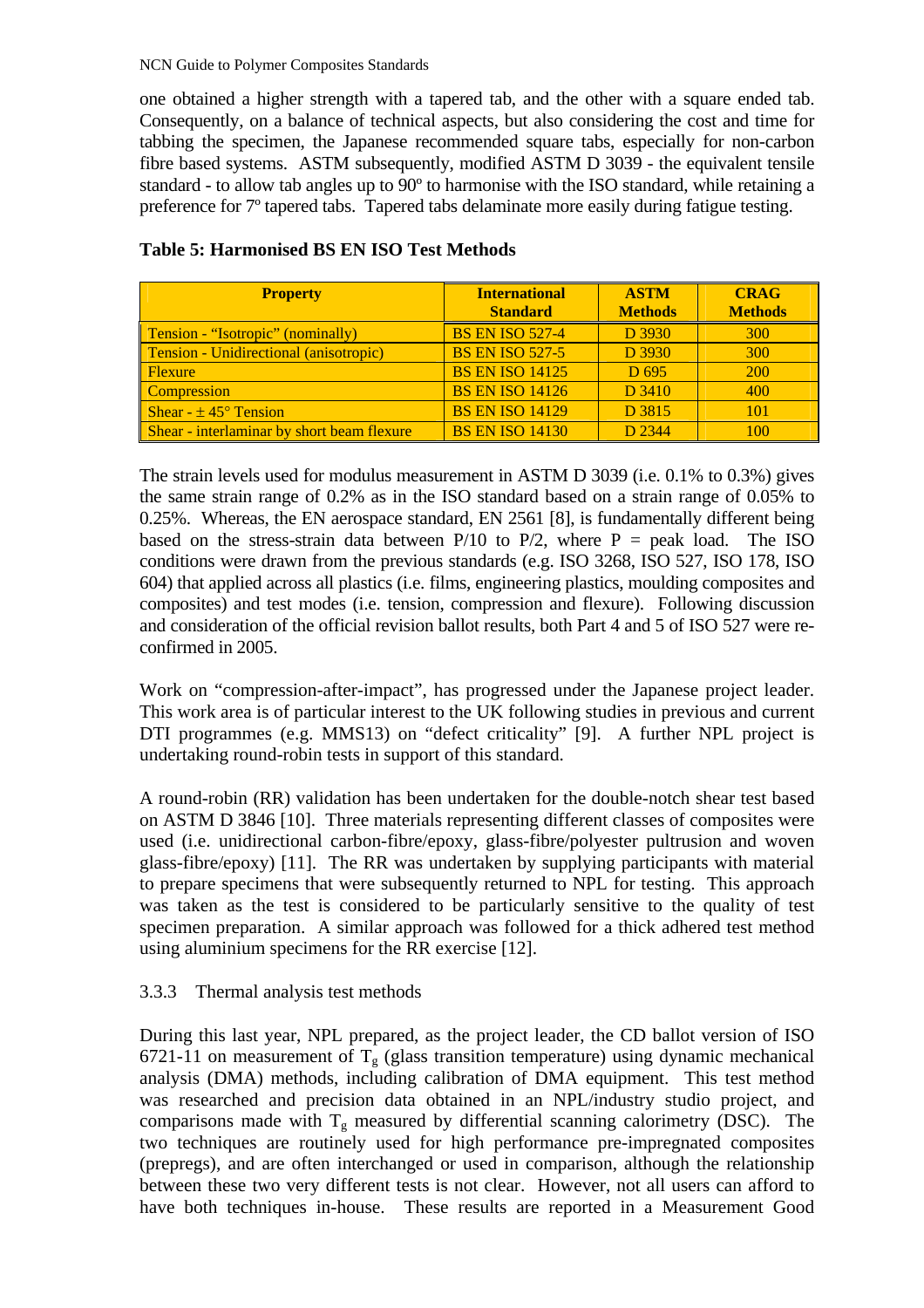one obtained a higher strength with a tapered tab, and the other with a square ended tab. Consequently, on a balance of technical aspects, but also considering the cost and time for tabbing the specimen, the Japanese recommended square tabs, especially for non-carbon fibre based systems. ASTM subsequently, modified ASTM D 3039 - the equivalent tensile standard - to allow tab angles up to 90º to harmonise with the ISO standard, while retaining a preference for 7º tapered tabs. Tapered tabs delaminate more easily during fatigue testing.

**Table 5: Harmonised BS EN ISO Test Methods**

| Property | International Standard | ASTM Methods | CRAG Methods |
|---|---|---|---|
| Tension - "Isotropic" (nominally) | BS EN ISO 527-4 | D 3930 | 300 |
| Tension - Unidirectional (anisotropic) | BS EN ISO 527-5 | D 3930 | 300 |
| Flexure | BS EN ISO 14125 | D 695 | 200 |
| Compression | BS EN ISO 14126 | D 3410 | 400 |
| Shear - ± 45° Tension | BS EN ISO 14129 | D 3815 | 101 |
| Shear - interlaminar by short beam flexure | BS EN ISO 14130 | D 2344 | 100 |

The strain levels used for modulus measurement in ASTM D 3039 (i.e. 0.1% to 0.3%) gives the same strain range of 0.2% as in the ISO standard based on a strain range of 0.05% to 0.25%. Whereas, the EN aerospace standard, EN 2561 [8], is fundamentally different being based on the stress-strain data between P/10 to P/2, where P = peak load. The ISO conditions were drawn from the previous standards (e.g. ISO 3268, ISO 527, ISO 178, ISO 604) that applied across all plastics (i.e. films, engineering plastics, moulding composites and composites) and test modes (i.e. tension, compression and flexure). Following discussion and consideration of the official revision ballot results, both Part 4 and 5 of ISO 527 were re-confirmed in 2005.

Work on "compression-after-impact", has progressed under the Japanese project leader. This work area is of particular interest to the UK following studies in previous and current DTI programmes (e.g. MMS13) on "defect criticality" [9]. A further NPL project is undertaking round-robin tests in support of this standard.

A round-robin (RR) validation has been undertaken for the double-notch shear test based on ASTM D 3846 [10]. Three materials representing different classes of composites were used (i.e. unidirectional carbon-fibre/epoxy, glass-fibre/polyester pultrusion and woven glass-fibre/epoxy) [11]. The RR was undertaken by supplying participants with material to prepare specimens that were subsequently returned to NPL for testing. This approach was taken as the test is considered to be particularly sensitive to the quality of test specimen preparation. A similar approach was followed for a thick adhered test method using aluminium specimens for the RR exercise [12].

### 3.3.3 Thermal analysis test methods

During this last year, NPL prepared, as the project leader, the CD ballot version of ISO 6721-11 on measurement of $T_g$ (glass transition temperature) using dynamic mechanical analysis (DMA) methods, including calibration of DMA equipment. This test method was researched and precision data obtained in an NPL/industry studio project, and comparisons made with $T_g$ measured by differential scanning calorimetry (DSC). The two techniques are routinely used for high performance pre-impregnated composites (prepregs), and are often interchanged or used in comparison, although the relationship between these two very different tests is not clear. However, not all users can afford to have both techniques in-house. These results are reported in a Measurement Good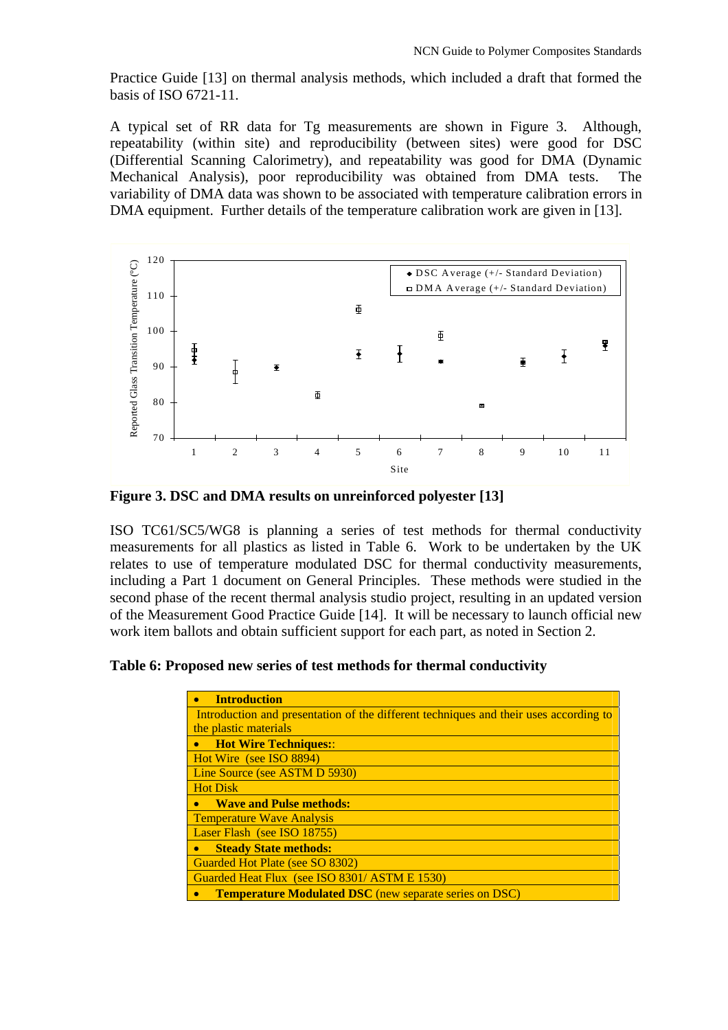Practice Guide [13] on thermal analysis methods, which included a draft that formed the basis of ISO 6721-11.

A typical set of RR data for Tg measurements are shown in Figure 3. Although, repeatability (within site) and reproducibility (between sites) were good for DSC (Differential Scanning Calorimetry), and repeatability was good for DMA (Dynamic Mechanical Analysis), poor reproducibility was obtained from DMA tests. The variability of DMA data was shown to be associated with temperature calibration errors in DMA equipment. Further details of the temperature calibration work are given in [13].

**Figure 3. DSC and DMA results on unreinforced polyester [13]**

ISO TC61/SC5/WG8 is planning a series of test methods for thermal conductivity measurements for all plastics as listed in Table 6. Work to be undertaken by the UK relates to use of temperature modulated DSC for thermal conductivity measurements, including a Part 1 document on General Principles. These methods were studied in the second phase of the recent thermal analysis studio project, resulting in an updated version of the Measurement Good Practice Guide [14]. It will be necessary to launch official new work item ballots and obtain sufficient support for each part, as noted in Section 2.

**Table 6: Proposed new series of test methods for thermal conductivity**

| • **Introduction** |
|---|
| Introduction and presentation of the different techniques and their uses according to the plastic materials |
| • **Hot Wire Techniques:**: |
| Hot Wire (see ISO 8894) |
| Line Source (see ASTM D 5930) |
| Hot Disk |
| • **Wave and Pulse methods:** |
| Temperature Wave Analysis |
| Laser Flash (see ISO 18755) |
| • **Steady State methods:** |
| Guarded Hot Plate (see SO 8302) |
| Guarded Heat Flux (see ISO 8301/ ASTM E 1530) |
| • **Temperature Modulated DSC** (new separate series on DSC) |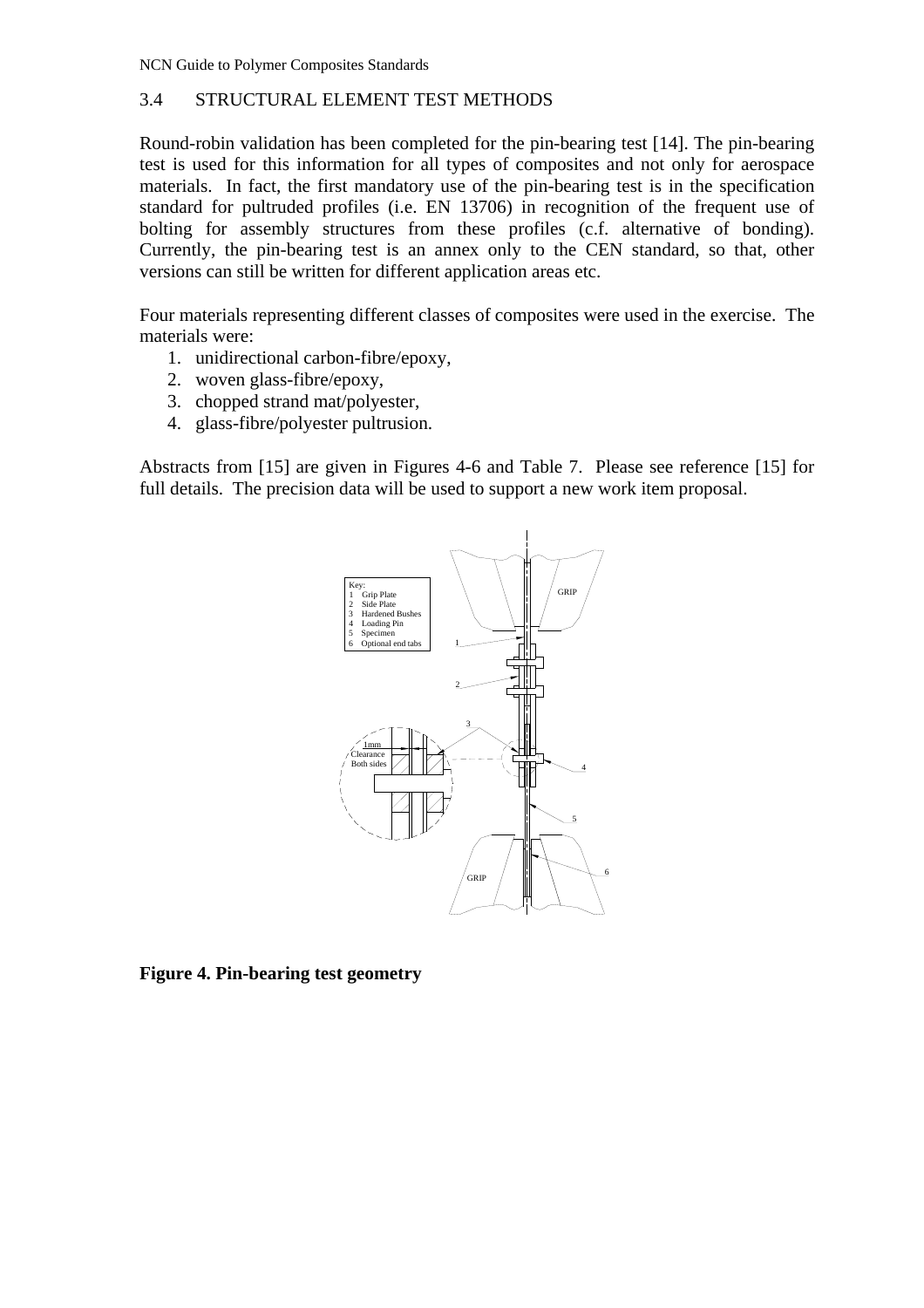## 3.4 STRUCTURAL ELEMENT TEST METHODS

Round-robin validation has been completed for the pin-bearing test [14]. The pin-bearing test is used for this information for all types of composites and not only for aerospace materials. In fact, the first mandatory use of the pin-bearing test is in the specification standard for pultruded profiles (i.e. EN 13706) in recognition of the frequent use of bolting for assembly structures from these profiles (c.f. alternative of bonding). Currently, the pin-bearing test is an annex only to the CEN standard, so that, other versions can still be written for different application areas etc.

Four materials representing different classes of composites were used in the exercise. The materials were:

1. unidirectional carbon-fibre/epoxy,
2. woven glass-fibre/epoxy,
3. chopped strand mat/polyester,
4. glass-fibre/polyester pultrusion.

Abstracts from [15] are given in Figures 4-6 and Table 7. Please see reference [15] for full details. The precision data will be used to support a new work item proposal.

Key:
1 Grip Plate
2 Side Plate
3 Hardened Bushes
4 Loading Pin
5 Specimen
6 Optional end tabs

1mm Clearance Both sides

GRIP

**Figure 4. Pin-bearing test geometry**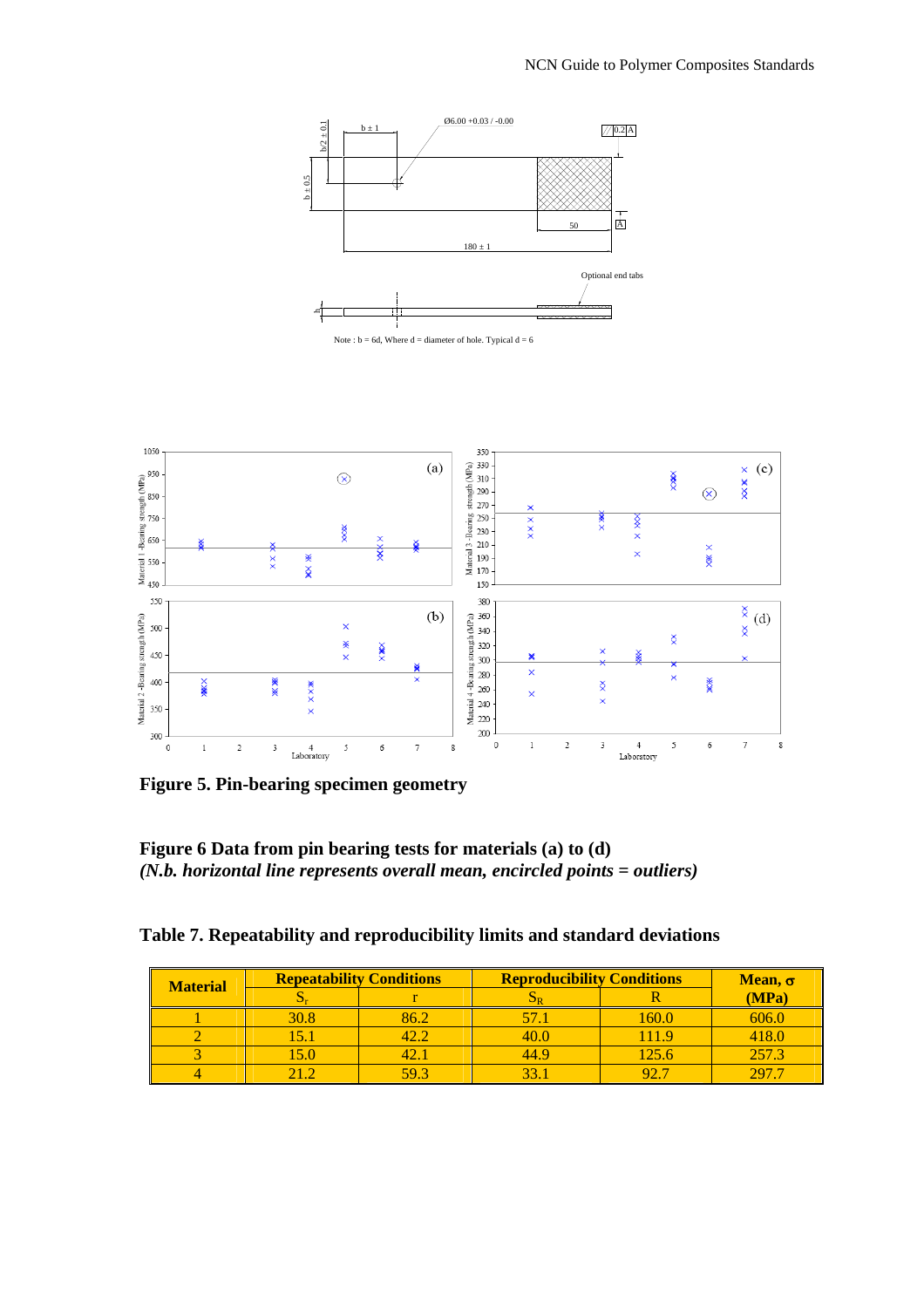**Figure 5. Pin-bearing specimen geometry**

**Figure 6 Data from pin bearing tests for materials (a) to (d)**
***(N.b. horizontal line represents overall mean, encircled points = outliers)***

**Table 7. Repeatability and reproducibility limits and standard deviations**

| Material | Repeatability Conditions | | Reproducibility Conditions | | Mean, σ (MPa) |
|---|---|---|---|---|---|
| | $S_r$ | r | $S_R$ | R | |
| 1 | 30.8 | 86.2 | 57.1 | 160.0 | 606.0 |
| 2 | 15.1 | 42.2 | 40.0 | 111.9 | 418.0 |
| 3 | 15.0 | 42.1 | 44.9 | 125.6 | 257.3 |
| 4 | 21.2 | 59.3 | 33.1 | 92.7 | 297.7 |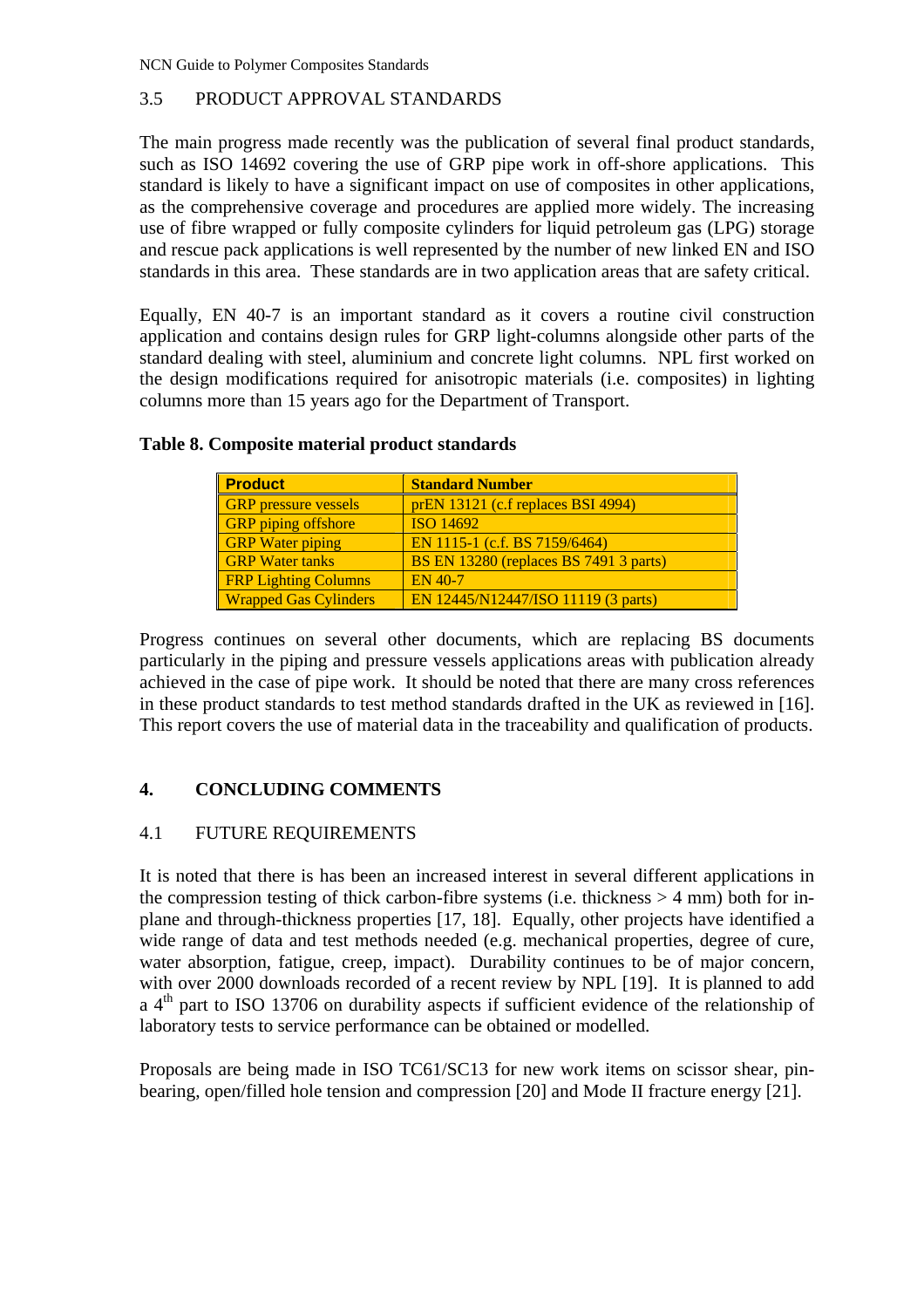### 3.5 PRODUCT APPROVAL STANDARDS

The main progress made recently was the publication of several final product standards, such as ISO 14692 covering the use of GRP pipe work in off-shore applications. This standard is likely to have a significant impact on use of composites in other applications, as the comprehensive coverage and procedures are applied more widely. The increasing use of fibre wrapped or fully composite cylinders for liquid petroleum gas (LPG) storage and rescue pack applications is well represented by the number of new linked EN and ISO standards in this area. These standards are in two application areas that are safety critical.

Equally, EN 40-7 is an important standard as it covers a routine civil construction application and contains design rules for GRP light-columns alongside other parts of the standard dealing with steel, aluminium and concrete light columns. NPL first worked on the design modifications required for anisotropic materials (i.e. composites) in lighting columns more than 15 years ago for the Department of Transport.

**Table 8. Composite material product standards**

| Product | Standard Number |
|---|---|
| GRP pressure vessels | prEN 13121 (c.f replaces BSI 4994) |
| GRP piping offshore | ISO 14692 |
| GRP Water piping | EN 1115-1 (c.f. BS 7159/6464) |
| GRP Water tanks | BS EN 13280 (replaces BS 7491 3 parts) |
| FRP Lighting Columns | EN 40-7 |
| Wrapped Gas Cylinders | EN 12445/N12447/ISO 11119 (3 parts) |

Progress continues on several other documents, which are replacing BS documents particularly in the piping and pressure vessels applications areas with publication already achieved in the case of pipe work. It should be noted that there are many cross references in these product standards to test method standards drafted in the UK as reviewed in [16]. This report covers the use of material data in the traceability and qualification of products.

## 4. CONCLUDING COMMENTS

### 4.1 FUTURE REQUIREMENTS

It is noted that there is has been an increased interest in several different applications in the compression testing of thick carbon-fibre systems (i.e. thickness > 4 mm) both for in-plane and through-thickness properties [17, 18]. Equally, other projects have identified a wide range of data and test methods needed (e.g. mechanical properties, degree of cure, water absorption, fatigue, creep, impact). Durability continues to be of major concern, with over 2000 downloads recorded of a recent review by NPL [19]. It is planned to add a 4th part to ISO 13706 on durability aspects if sufficient evidence of the relationship of laboratory tests to service performance can be obtained or modelled.

Proposals are being made in ISO TC61/SC13 for new work items on scissor shear, pin-bearing, open/filled hole tension and compression [20] and Mode II fracture energy [21].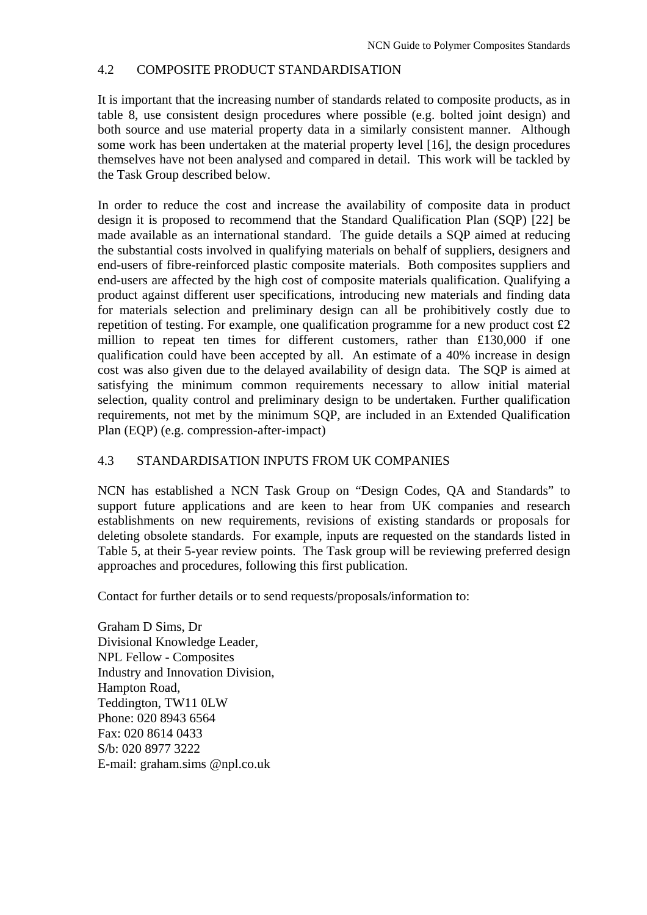## 4.2 COMPOSITE PRODUCT STANDARDISATION

It is important that the increasing number of standards related to composite products, as in table 8, use consistent design procedures where possible (e.g. bolted joint design) and both source and use material property data in a similarly consistent manner. Although some work has been undertaken at the material property level [16], the design procedures themselves have not been analysed and compared in detail. This work will be tackled by the Task Group described below.

In order to reduce the cost and increase the availability of composite data in product design it is proposed to recommend that the Standard Qualification Plan (SQP) [22] be made available as an international standard. The guide details a SQP aimed at reducing the substantial costs involved in qualifying materials on behalf of suppliers, designers and end-users of fibre-reinforced plastic composite materials. Both composites suppliers and end-users are affected by the high cost of composite materials qualification. Qualifying a product against different user specifications, introducing new materials and finding data for materials selection and preliminary design can all be prohibitively costly due to repetition of testing. For example, one qualification programme for a new product cost £2 million to repeat ten times for different customers, rather than £130,000 if one qualification could have been accepted by all. An estimate of a 40% increase in design cost was also given due to the delayed availability of design data. The SQP is aimed at satisfying the minimum common requirements necessary to allow initial material selection, quality control and preliminary design to be undertaken. Further qualification requirements, not met by the minimum SQP, are included in an Extended Qualification Plan (EQP) (e.g. compression-after-impact)

## 4.3 STANDARDISATION INPUTS FROM UK COMPANIES

NCN has established a NCN Task Group on "Design Codes, QA and Standards" to support future applications and are keen to hear from UK companies and research establishments on new requirements, revisions of existing standards or proposals for deleting obsolete standards. For example, inputs are requested on the standards listed in Table 5, at their 5-year review points. The Task group will be reviewing preferred design approaches and procedures, following this first publication.

Contact for further details or to send requests/proposals/information to:

Graham D Sims, Dr  
Divisional Knowledge Leader,  
NPL Fellow - Composites  
Industry and Innovation Division,  
Hampton Road,  
Teddington, TW11 0LW  
Phone: 020 8943 6564  
Fax: 020 8614 0433  
S/b: 020 8977 3222  
E-mail: graham.sims @npl.co.uk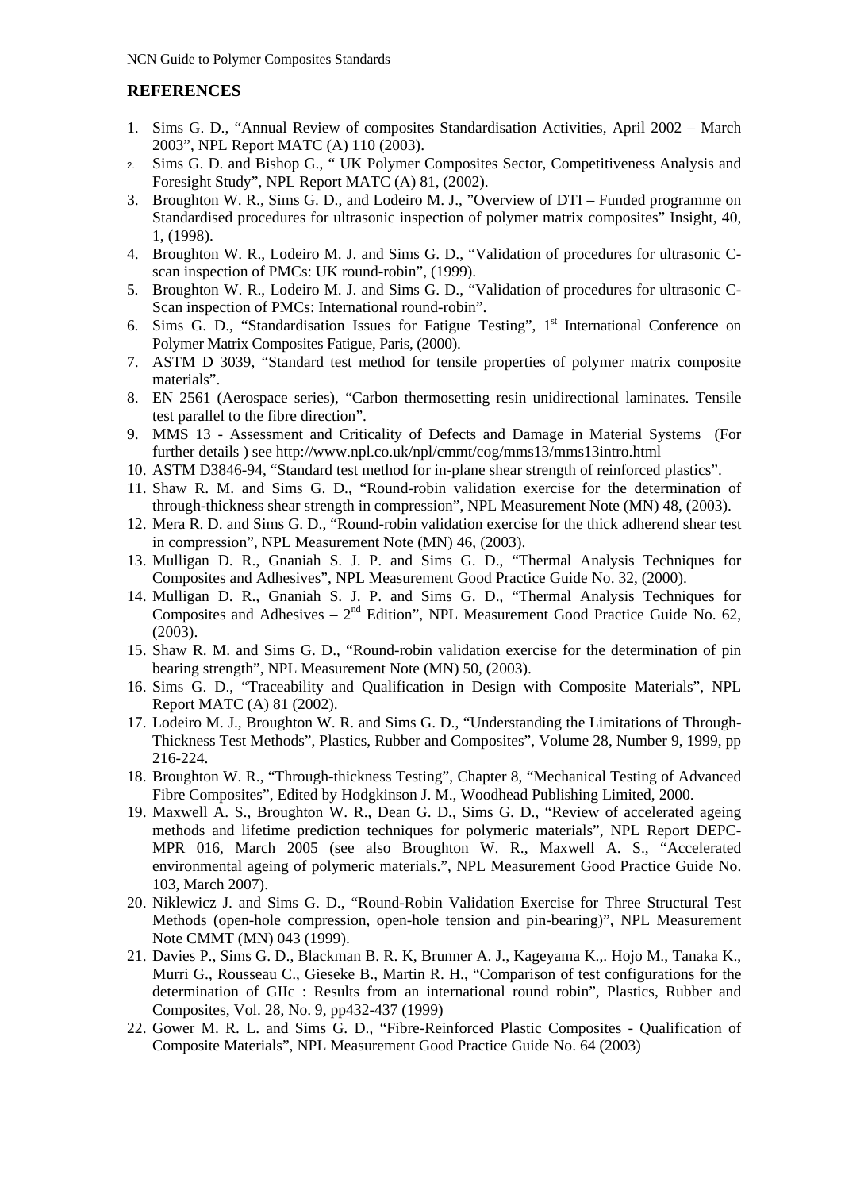## REFERENCES

1. Sims G. D., "Annual Review of composites Standardisation Activities, April 2002 – March 2003", NPL Report MATC (A) 110 (2003).
2. Sims G. D. and Bishop G., " UK Polymer Composites Sector, Competitiveness Analysis and Foresight Study", NPL Report MATC (A) 81, (2002).
3. Broughton W. R., Sims G. D., and Lodeiro M. J., "Overview of DTI – Funded programme on Standardised procedures for ultrasonic inspection of polymer matrix composites" Insight, 40, 1, (1998).
4. Broughton W. R., Lodeiro M. J. and Sims G. D., "Validation of procedures for ultrasonic C-scan inspection of PMCs: UK round-robin", (1999).
5. Broughton W. R., Lodeiro M. J. and Sims G. D., "Validation of procedures for ultrasonic C-Scan inspection of PMCs: International round-robin".
6. Sims G. D., "Standardisation Issues for Fatigue Testing", 1st International Conference on Polymer Matrix Composites Fatigue, Paris, (2000).
7. ASTM D 3039, "Standard test method for tensile properties of polymer matrix composite materials".
8. EN 2561 (Aerospace series), "Carbon thermosetting resin unidirectional laminates. Tensile test parallel to the fibre direction".
9. MMS 13 - Assessment and Criticality of Defects and Damage in Material Systems (For further details ) see http://www.npl.co.uk/npl/cmmt/cog/mms13/mms13intro.html
10. ASTM D3846-94, "Standard test method for in-plane shear strength of reinforced plastics".
11. Shaw R. M. and Sims G. D., "Round-robin validation exercise for the determination of through-thickness shear strength in compression", NPL Measurement Note (MN) 48, (2003).
12. Mera R. D. and Sims G. D., "Round-robin validation exercise for the thick adherend shear test in compression", NPL Measurement Note (MN) 46, (2003).
13. Mulligan D. R., Gnaniah S. J. P. and Sims G. D., "Thermal Analysis Techniques for Composites and Adhesives", NPL Measurement Good Practice Guide No. 32, (2000).
14. Mulligan D. R., Gnaniah S. J. P. and Sims G. D., "Thermal Analysis Techniques for Composites and Adhesives – 2nd Edition", NPL Measurement Good Practice Guide No. 62, (2003).
15. Shaw R. M. and Sims G. D., "Round-robin validation exercise for the determination of pin bearing strength", NPL Measurement Note (MN) 50, (2003).
16. Sims G. D., "Traceability and Qualification in Design with Composite Materials", NPL Report MATC (A) 81 (2002).
17. Lodeiro M. J., Broughton W. R. and Sims G. D., "Understanding the Limitations of Through-Thickness Test Methods", Plastics, Rubber and Composites", Volume 28, Number 9, 1999, pp 216-224.
18. Broughton W. R., "Through-thickness Testing", Chapter 8, "Mechanical Testing of Advanced Fibre Composites", Edited by Hodgkinson J. M., Woodhead Publishing Limited, 2000.
19. Maxwell A. S., Broughton W. R., Dean G. D., Sims G. D., "Review of accelerated ageing methods and lifetime prediction techniques for polymeric materials", NPL Report DEPC-MPR 016, March 2005 (see also Broughton W. R., Maxwell A. S., "Accelerated environmental ageing of polymeric materials.", NPL Measurement Good Practice Guide No. 103, March 2007).
20. Niklewicz J. and Sims G. D., "Round-Robin Validation Exercise for Three Structural Test Methods (open-hole compression, open-hole tension and pin-bearing)", NPL Measurement Note CMMT (MN) 043 (1999).
21. Davies P., Sims G. D., Blackman B. R. K, Brunner A. J., Kageyama K.,. Hojo M., Tanaka K., Murri G., Rousseau C., Gieseke B., Martin R. H., "Comparison of test configurations for the determination of GIIc : Results from an international round robin", Plastics, Rubber and Composites, Vol. 28, No. 9, pp432-437 (1999)
22. Gower M. R. L. and Sims G. D., "Fibre-Reinforced Plastic Composites - Qualification of Composite Materials", NPL Measurement Good Practice Guide No. 64 (2003)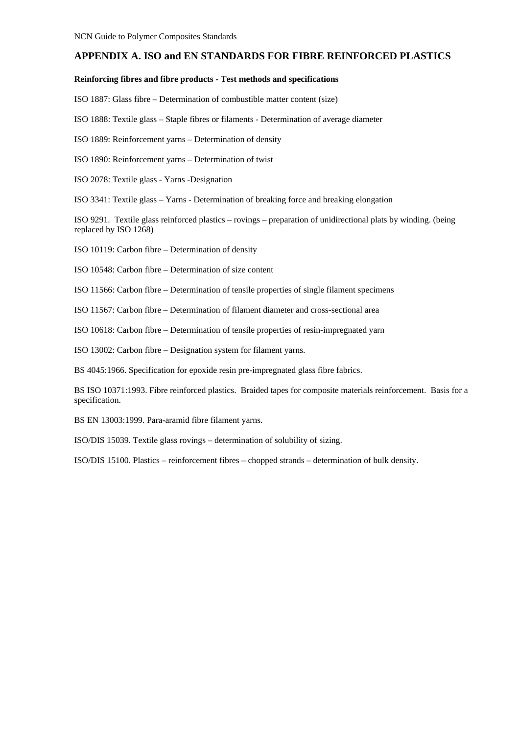## APPENDIX A. ISO and EN STANDARDS FOR FIBRE REINFORCED PLASTICS

**Reinforcing fibres and fibre products - Test methods and specifications**

ISO 1887: Glass fibre – Determination of combustible matter content (size)

ISO 1888: Textile glass – Staple fibres or filaments - Determination of average diameter

ISO 1889: Reinforcement yarns – Determination of density

ISO 1890: Reinforcement yarns – Determination of twist

ISO 2078: Textile glass - Yarns -Designation

ISO 3341: Textile glass – Yarns - Determination of breaking force and breaking elongation

ISO 9291. Textile glass reinforced plastics – rovings – preparation of unidirectional plats by winding. (being replaced by ISO 1268)

ISO 10119: Carbon fibre – Determination of density

ISO 10548: Carbon fibre – Determination of size content

ISO 11566: Carbon fibre – Determination of tensile properties of single filament specimens

ISO 11567: Carbon fibre – Determination of filament diameter and cross-sectional area

ISO 10618: Carbon fibre – Determination of tensile properties of resin-impregnated yarn

ISO 13002: Carbon fibre – Designation system for filament yarns.

BS 4045:1966. Specification for epoxide resin pre-impregnated glass fibre fabrics.

BS ISO 10371:1993. Fibre reinforced plastics. Braided tapes for composite materials reinforcement. Basis for a specification.

BS EN 13003:1999. Para-aramid fibre filament yarns.

ISO/DIS 15039. Textile glass rovings – determination of solubility of sizing.

ISO/DIS 15100. Plastics – reinforcement fibres – chopped strands – determination of bulk density.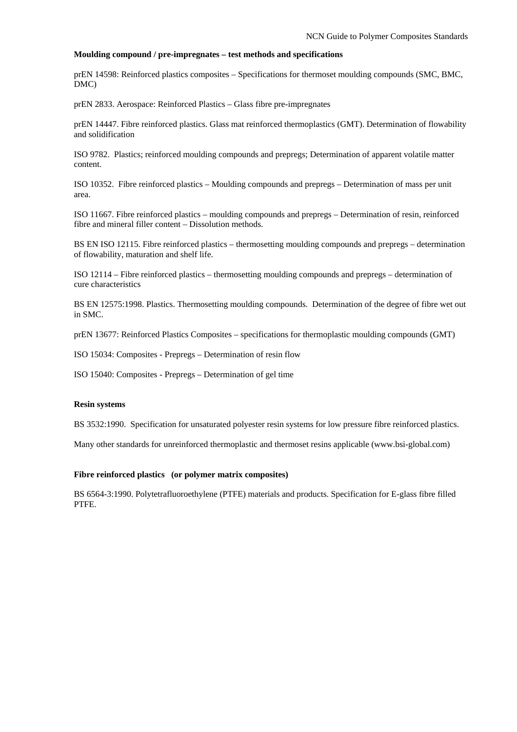**Moulding compound / pre-impregnates – test methods and specifications**

prEN 14598: Reinforced plastics composites – Specifications for thermoset moulding compounds (SMC, BMC, DMC)

prEN 2833. Aerospace: Reinforced Plastics – Glass fibre pre-impregnates

prEN 14447. Fibre reinforced plastics. Glass mat reinforced thermoplastics (GMT). Determination of flowability and solidification

ISO 9782. Plastics; reinforced moulding compounds and prepregs; Determination of apparent volatile matter content.

ISO 10352. Fibre reinforced plastics – Moulding compounds and prepregs – Determination of mass per unit area.

ISO 11667. Fibre reinforced plastics – moulding compounds and prepregs – Determination of resin, reinforced fibre and mineral filler content – Dissolution methods.

BS EN ISO 12115. Fibre reinforced plastics – thermosetting moulding compounds and prepregs – determination of flowability, maturation and shelf life.

ISO 12114 – Fibre reinforced plastics – thermosetting moulding compounds and prepregs – determination of cure characteristics

BS EN 12575:1998. Plastics. Thermosetting moulding compounds. Determination of the degree of fibre wet out in SMC.

prEN 13677: Reinforced Plastics Composites – specifications for thermoplastic moulding compounds (GMT)

ISO 15034: Composites - Prepregs – Determination of resin flow

ISO 15040: Composites - Prepregs – Determination of gel time

**Resin systems**

BS 3532:1990. Specification for unsaturated polyester resin systems for low pressure fibre reinforced plastics.

Many other standards for unreinforced thermoplastic and thermoset resins applicable (www.bsi-global.com)

**Fibre reinforced plastics (or polymer matrix composites)**

BS 6564-3:1990. Polytetrafluoroethylene (PTFE) materials and products. Specification for E-glass fibre filled PTFE.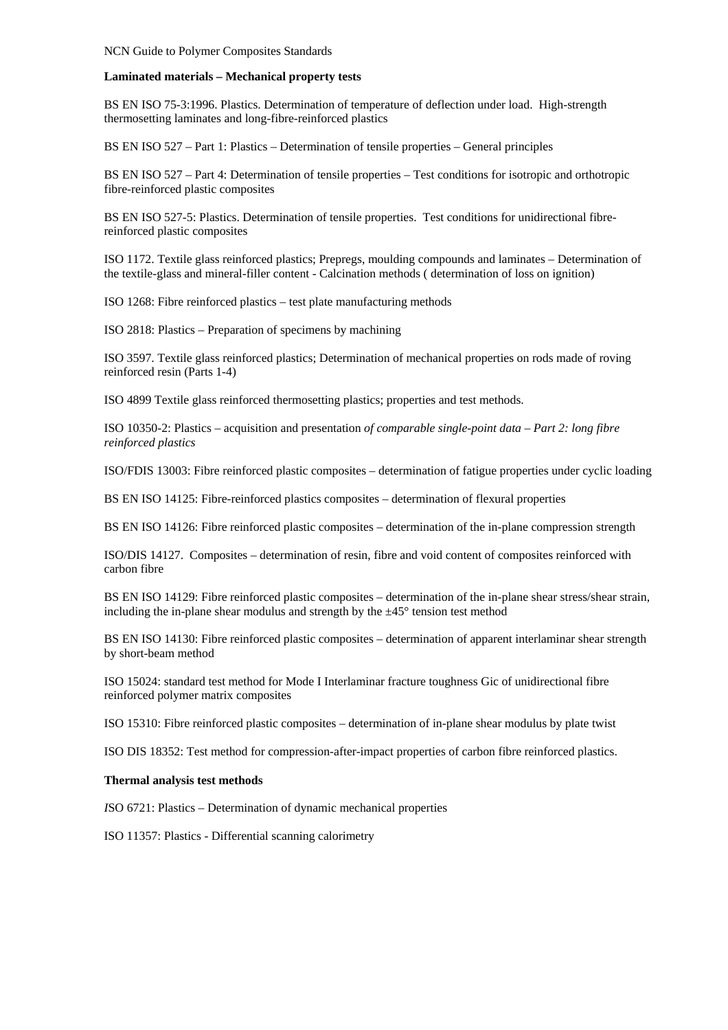## Laminated materials – Mechanical property tests

BS EN ISO 75-3:1996. Plastics. Determination of temperature of deflection under load. High-strength thermosetting laminates and long-fibre-reinforced plastics

BS EN ISO 527 – Part 1: Plastics – Determination of tensile properties – General principles

BS EN ISO 527 – Part 4: Determination of tensile properties – Test conditions for isotropic and orthotropic fibre-reinforced plastic composites

BS EN ISO 527-5: Plastics. Determination of tensile properties. Test conditions for unidirectional fibre-reinforced plastic composites

ISO 1172. Textile glass reinforced plastics; Prepregs, moulding compounds and laminates – Determination of the textile-glass and mineral-filler content - Calcination methods ( determination of loss on ignition)

ISO 1268: Fibre reinforced plastics – test plate manufacturing methods

ISO 2818: Plastics – Preparation of specimens by machining

ISO 3597. Textile glass reinforced plastics; Determination of mechanical properties on rods made of roving reinforced resin (Parts 1-4)

ISO 4899 Textile glass reinforced thermosetting plastics; properties and test methods.

ISO 10350-2: Plastics – acquisition and presentation *of comparable single-point data – Part 2: long fibre reinforced plastics*

ISO/FDIS 13003: Fibre reinforced plastic composites – determination of fatigue properties under cyclic loading

BS EN ISO 14125: Fibre-reinforced plastics composites – determination of flexural properties

BS EN ISO 14126: Fibre reinforced plastic composites – determination of the in-plane compression strength

ISO/DIS 14127. Composites – determination of resin, fibre and void content of composites reinforced with carbon fibre

BS EN ISO 14129: Fibre reinforced plastic composites – determination of the in-plane shear stress/shear strain, including the in-plane shear modulus and strength by the ±45° tension test method

BS EN ISO 14130: Fibre reinforced plastic composites – determination of apparent interlaminar shear strength by short-beam method

ISO 15024: standard test method for Mode I Interlaminar fracture toughness Gic of unidirectional fibre reinforced polymer matrix composites

ISO 15310: Fibre reinforced plastic composites – determination of in-plane shear modulus by plate twist

ISO DIS 18352: Test method for compression-after-impact properties of carbon fibre reinforced plastics.

## Thermal analysis test methods

*I*SO 6721: Plastics – Determination of dynamic mechanical properties

ISO 11357: Plastics - Differential scanning calorimetry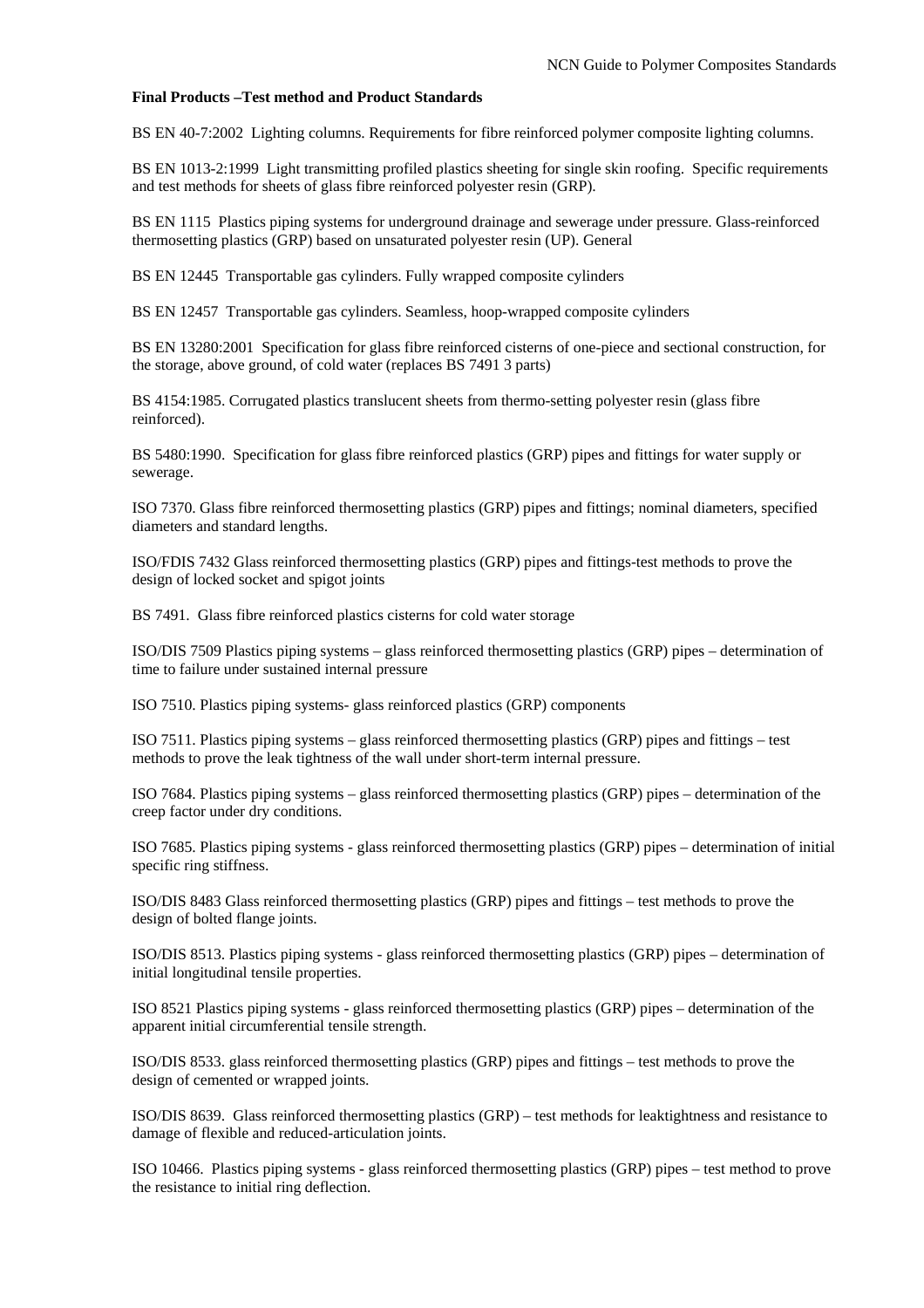**Final Products –Test method and Product Standards**

BS EN 40-7:2002 Lighting columns. Requirements for fibre reinforced polymer composite lighting columns.

BS EN 1013-2:1999 Light transmitting profiled plastics sheeting for single skin roofing. Specific requirements and test methods for sheets of glass fibre reinforced polyester resin (GRP).

BS EN 1115 Plastics piping systems for underground drainage and sewerage under pressure. Glass-reinforced thermosetting plastics (GRP) based on unsaturated polyester resin (UP). General

BS EN 12445 Transportable gas cylinders. Fully wrapped composite cylinders

BS EN 12457 Transportable gas cylinders. Seamless, hoop-wrapped composite cylinders

BS EN 13280:2001 Specification for glass fibre reinforced cisterns of one-piece and sectional construction, for the storage, above ground, of cold water (replaces BS 7491 3 parts)

BS 4154:1985. Corrugated plastics translucent sheets from thermo-setting polyester resin (glass fibre reinforced).

BS 5480:1990. Specification for glass fibre reinforced plastics (GRP) pipes and fittings for water supply or sewerage.

ISO 7370. Glass fibre reinforced thermosetting plastics (GRP) pipes and fittings; nominal diameters, specified diameters and standard lengths.

ISO/FDIS 7432 Glass reinforced thermosetting plastics (GRP) pipes and fittings-test methods to prove the design of locked socket and spigot joints

BS 7491. Glass fibre reinforced plastics cisterns for cold water storage

ISO/DIS 7509 Plastics piping systems – glass reinforced thermosetting plastics (GRP) pipes – determination of time to failure under sustained internal pressure

ISO 7510. Plastics piping systems- glass reinforced plastics (GRP) components

ISO 7511. Plastics piping systems – glass reinforced thermosetting plastics (GRP) pipes and fittings – test methods to prove the leak tightness of the wall under short-term internal pressure.

ISO 7684. Plastics piping systems – glass reinforced thermosetting plastics (GRP) pipes – determination of the creep factor under dry conditions.

ISO 7685. Plastics piping systems - glass reinforced thermosetting plastics (GRP) pipes – determination of initial specific ring stiffness.

ISO/DIS 8483 Glass reinforced thermosetting plastics (GRP) pipes and fittings – test methods to prove the design of bolted flange joints.

ISO/DIS 8513. Plastics piping systems - glass reinforced thermosetting plastics (GRP) pipes – determination of initial longitudinal tensile properties.

ISO 8521 Plastics piping systems - glass reinforced thermosetting plastics (GRP) pipes – determination of the apparent initial circumferential tensile strength.

ISO/DIS 8533. glass reinforced thermosetting plastics (GRP) pipes and fittings – test methods to prove the design of cemented or wrapped joints.

ISO/DIS 8639. Glass reinforced thermosetting plastics (GRP) – test methods for leaktightness and resistance to damage of flexible and reduced-articulation joints.

ISO 10466. Plastics piping systems - glass reinforced thermosetting plastics (GRP) pipes – test method to prove the resistance to initial ring deflection.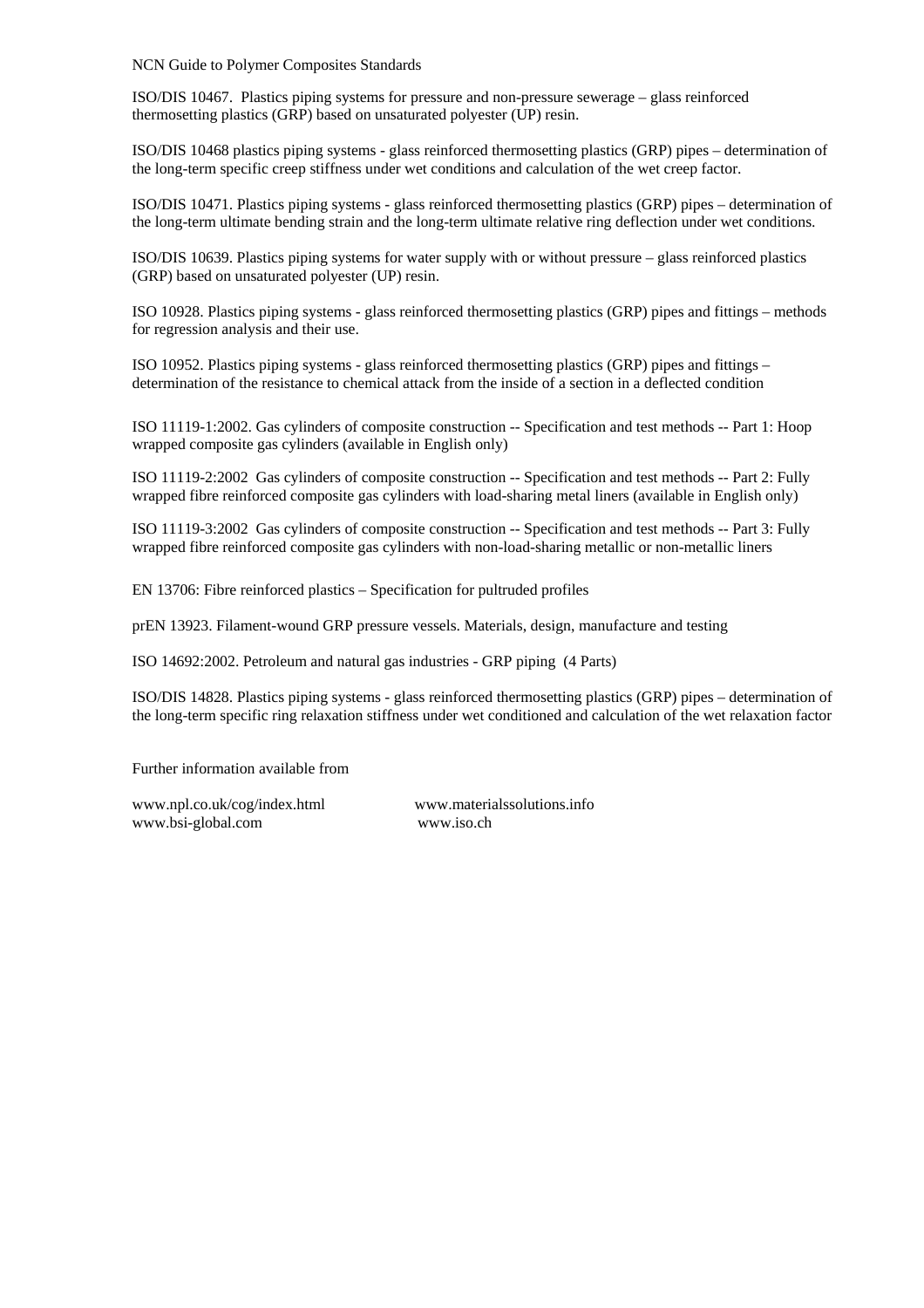ISO/DIS 10467. Plastics piping systems for pressure and non-pressure sewerage – glass reinforced thermosetting plastics (GRP) based on unsaturated polyester (UP) resin.

ISO/DIS 10468 plastics piping systems - glass reinforced thermosetting plastics (GRP) pipes – determination of the long-term specific creep stiffness under wet conditions and calculation of the wet creep factor.

ISO/DIS 10471. Plastics piping systems - glass reinforced thermosetting plastics (GRP) pipes – determination of the long-term ultimate bending strain and the long-term ultimate relative ring deflection under wet conditions.

ISO/DIS 10639. Plastics piping systems for water supply with or without pressure – glass reinforced plastics (GRP) based on unsaturated polyester (UP) resin.

ISO 10928. Plastics piping systems - glass reinforced thermosetting plastics (GRP) pipes and fittings – methods for regression analysis and their use.

ISO 10952. Plastics piping systems - glass reinforced thermosetting plastics (GRP) pipes and fittings – determination of the resistance to chemical attack from the inside of a section in a deflected condition

ISO 11119-1:2002. Gas cylinders of composite construction -- Specification and test methods -- Part 1: Hoop wrapped composite gas cylinders (available in English only)

ISO 11119-2:2002 Gas cylinders of composite construction -- Specification and test methods -- Part 2: Fully wrapped fibre reinforced composite gas cylinders with load-sharing metal liners (available in English only)

ISO 11119-3:2002 Gas cylinders of composite construction -- Specification and test methods -- Part 3: Fully wrapped fibre reinforced composite gas cylinders with non-load-sharing metallic or non-metallic liners

EN 13706: Fibre reinforced plastics – Specification for pultruded profiles

prEN 13923. Filament-wound GRP pressure vessels. Materials, design, manufacture and testing

ISO 14692:2002. Petroleum and natural gas industries - GRP piping (4 Parts)

ISO/DIS 14828. Plastics piping systems - glass reinforced thermosetting plastics (GRP) pipes – determination of the long-term specific ring relaxation stiffness under wet conditioned and calculation of the wet relaxation factor

Further information available from

www.npl.co.uk/cog/index.html
www.materialssolutions.info
www.bsi-global.com
www.iso.ch